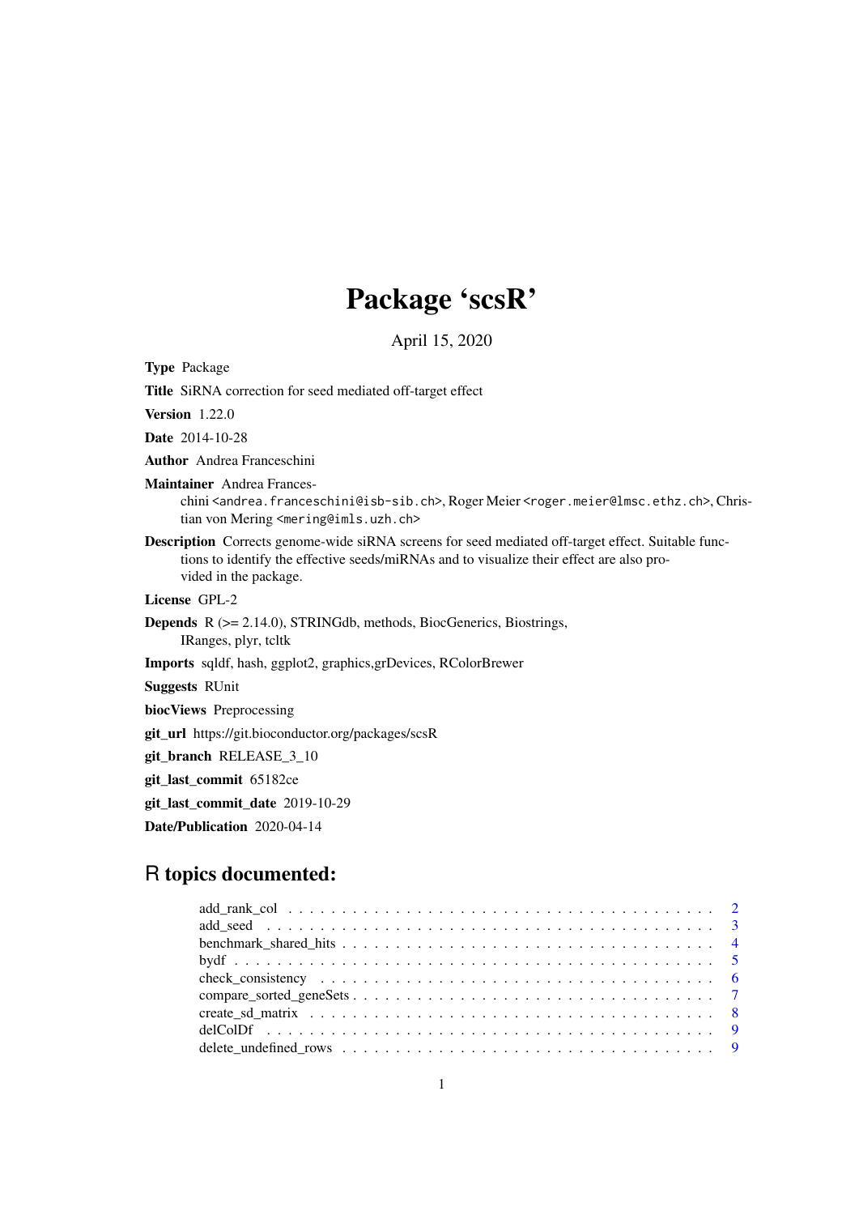# Package 'scsR'

April 15, 2020

**Type** Package

**Title** SiRNA correction for seed mediated off-target effect

**Version** 1.22.0

**Date** 2014-10-28

**Author** Andrea Franceschini

**Maintainer** Andrea Franceschini <andrea.franceschini@isb-sib.ch>, Roger Meier <roger.meier@lmsc.ethz.ch>, Christian von Mering <mering@imls.uzh.ch>

**Description** Corrects genome-wide siRNA screens for seed mediated off-target effect. Suitable functions to identify the effective seeds/miRNAs and to visualize their effect are also provided in the package.

**License** GPL-2

**Depends** R (>= 2.14.0), STRINGdb, methods, BiocGenerics, Biostrings, IRanges, plyr, tcltk

**Imports** sqldf, hash, ggplot2, graphics,grDevices, RColorBrewer

**Suggests** RUnit

**biocViews** Preprocessing

**git_url** https://git.bioconductor.org/packages/scsR

**git_branch** RELEASE_3_10

**git_last_commit** 65182ce

**git_last_commit_date** 2019-10-29

**Date/Publication** 2020-04-14

## R topics documented:

| | |
|---|---|
| add_rank_col | 2 |
| add_seed | 3 |
| benchmark_shared_hits | 4 |
| bydf | 5 |
| check_consistency | 6 |
| compare_sorted_geneSets | 7 |
| create_sd_matrix | 8 |
| delColDf | 9 |
| delete_undefined_rows | 9 |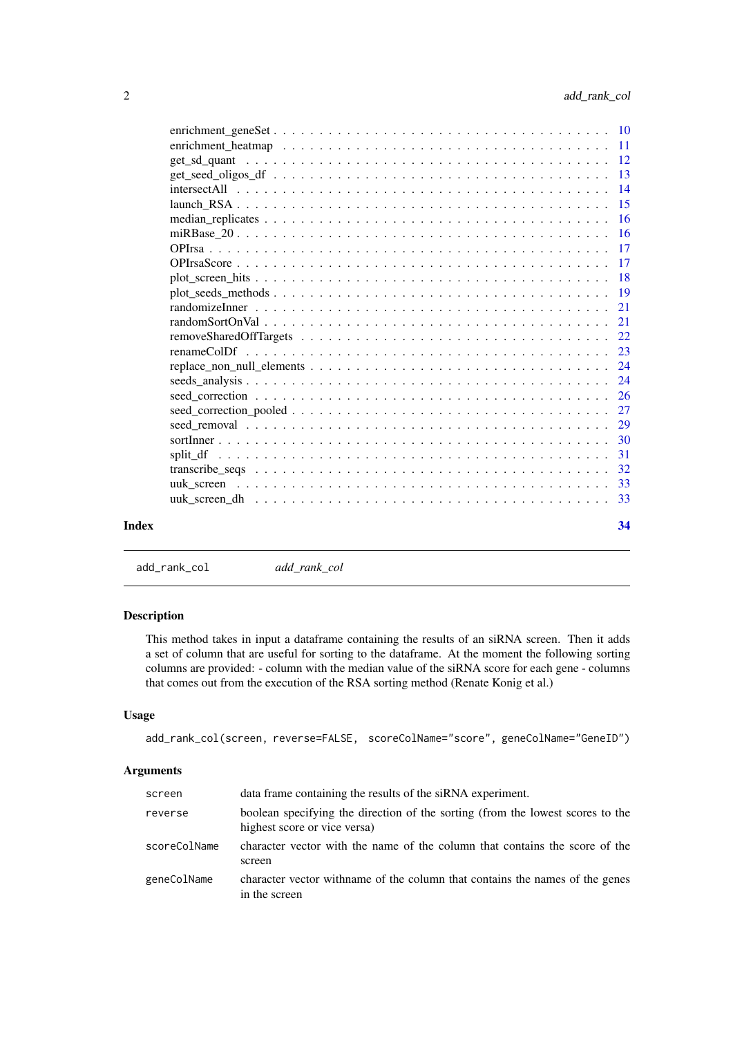| | |
|---|---|
| enrichment_geneSet | 10 |
| enrichment_heatmap | 11 |
| get_sd_quant | 12 |
| get_seed_oligos_df | 13 |
| intersectAll | 14 |
| launch_RSA | 15 |
| median_replicates | 16 |
| miRBase_20 | 16 |
| OPIrsa | 17 |
| OPIrsaScore | 17 |
| plot_screen_hits | 18 |
| plot_seeds_methods | 19 |
| randomizeInner | 21 |
| randomSortOnVal | 21 |
| removeSharedOffTargets | 22 |
| renameColDf | 23 |
| replace_non_null_elements | 24 |
| seeds_analysis | 24 |
| seed_correction | 26 |
| seed_correction_pooled | 27 |
| seed_removal | 29 |
| sortInner | 30 |
| split_df | 31 |
| transcribe_seqs | 32 |
| uuk_screen | 33 |
| uuk_screen_dh | 33 |

**Index** 34

---

## add_rank_col *add_rank_col*

### Description

This method takes in input a dataframe containing the results of an siRNA screen. Then it adds a set of column that are useful for sorting to the dataframe. At the moment the following sorting columns are provided: - column with the median value of the siRNA score for each gene - columns that comes out from the execution of the RSA sorting method (Renate Konig et al.)

### Usage

```
add_rank_col(screen, reverse=FALSE,  scoreColName="score", geneColName="GeneID")
```

### Arguments

| | |
|---|---|
| `screen` | data frame containing the results of the siRNA experiment. |
| `reverse` | boolean specifying the direction of the sorting (from the lowest scores to the highest score or vice versa) |
| `scoreColName` | character vector with the name of the column that contains the score of the screen |
| `geneColName` | character vector withname of the column that contains the names of the genes in the screen |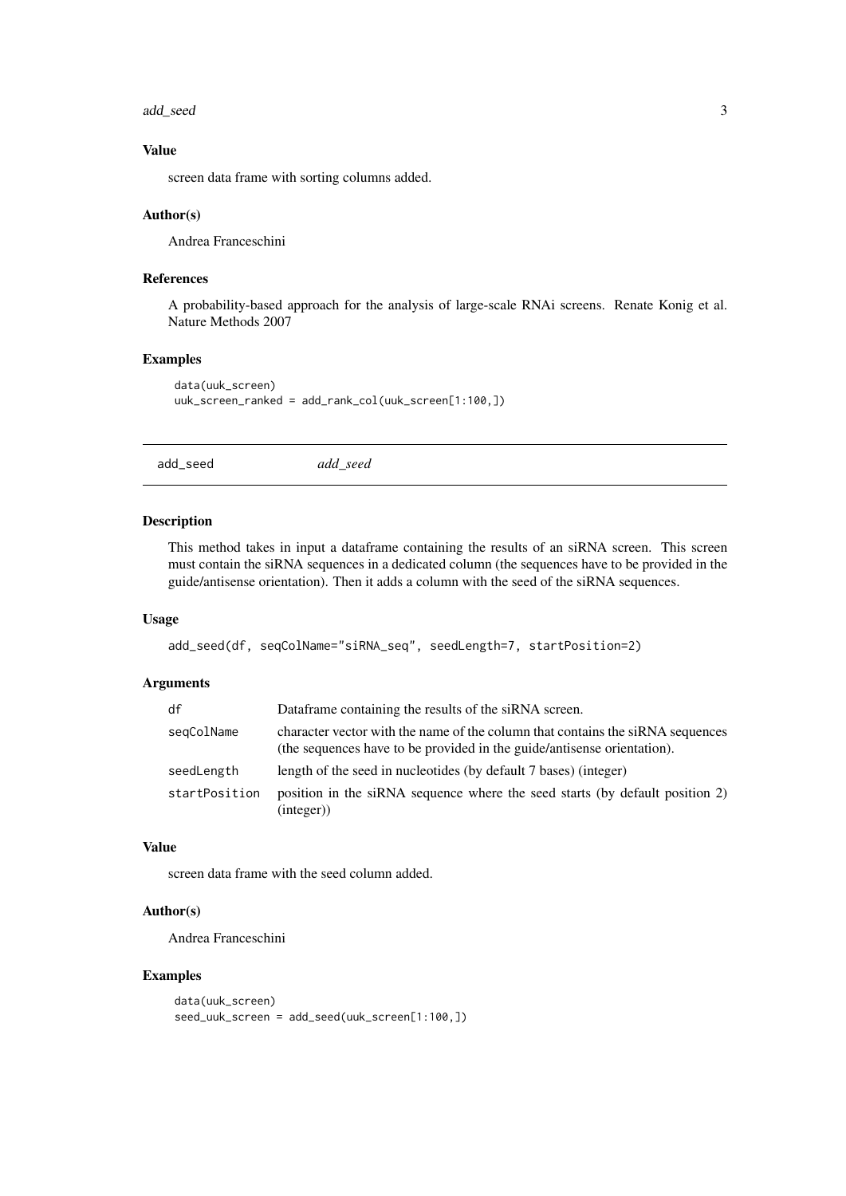### Value

screen data frame with sorting columns added.

### Author(s)

Andrea Franceschini

### References

A probability-based approach for the analysis of large-scale RNAi screens. Renate Konig et al. Nature Methods 2007

### Examples

```
data(uuk_screen)
uuk_screen_ranked = add_rank_col(uuk_screen[1:100,])
```

---

## add_seed *add_seed*

---

### Description

This method takes in input a dataframe containing the results of an siRNA screen. This screen must contain the siRNA sequences in a dedicated column (the sequences have to be provided in the guide/antisense orientation). Then it adds a column with the seed of the siRNA sequences.

### Usage

```
add_seed(df, seqColName="siRNA_seq", seedLength=7, startPosition=2)
```

### Arguments

| | |
|---|---|
| df | Dataframe containing the results of the siRNA screen. |
| seqColName | character vector with the name of the column that contains the siRNA sequences (the sequences have to be provided in the guide/antisense orientation). |
| seedLength | length of the seed in nucleotides (by default 7 bases) (integer) |
| startPosition | position in the siRNA sequence where the seed starts (by default position 2) (integer)) |

### Value

screen data frame with the seed column added.

### Author(s)

Andrea Franceschini

### Examples

```
data(uuk_screen)
seed_uuk_screen = add_seed(uuk_screen[1:100,])
```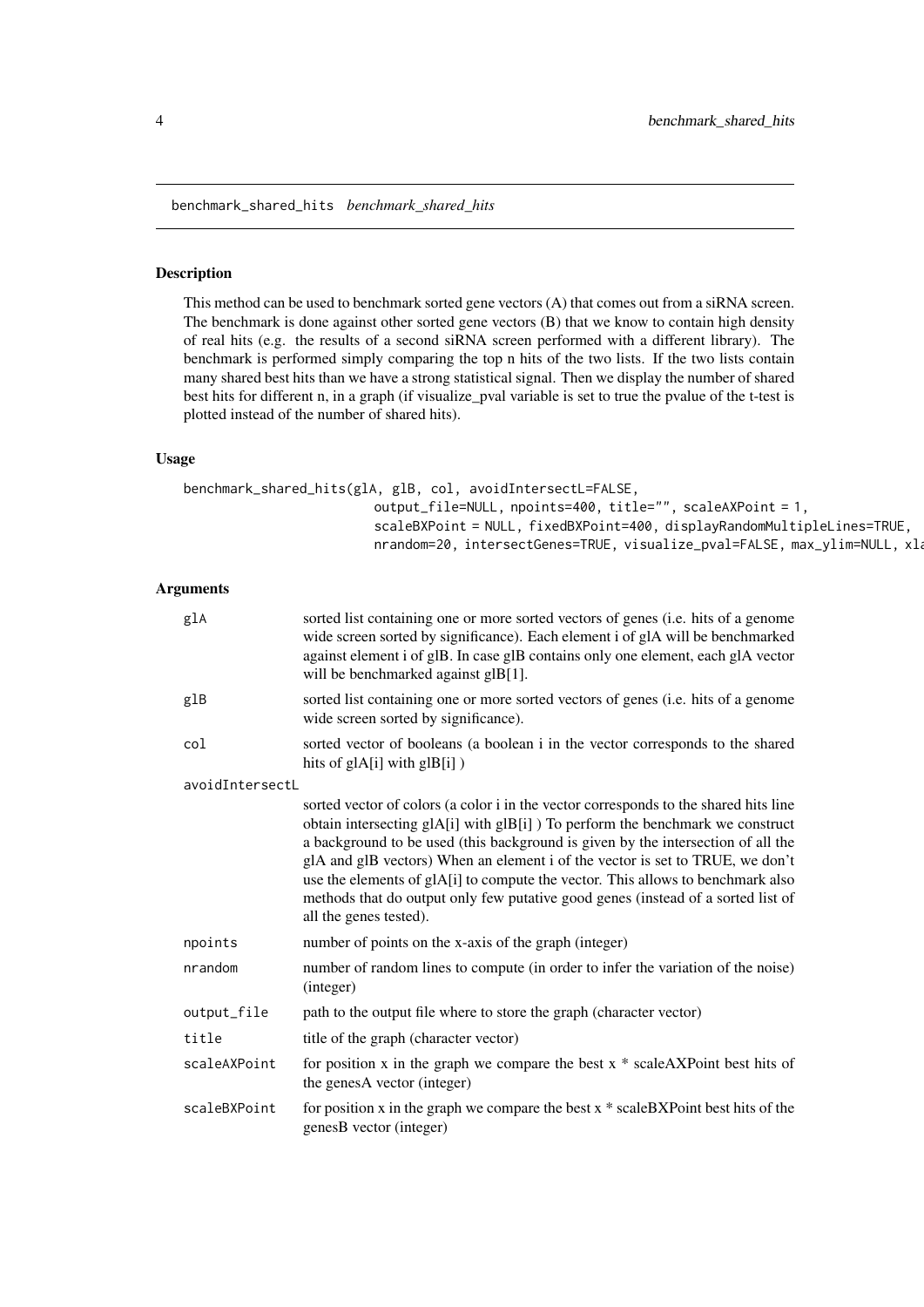benchmark_shared_hits *benchmark_shared_hits*

## Description

This method can be used to benchmark sorted gene vectors (A) that comes out from a siRNA screen. The benchmark is done against other sorted gene vectors (B) that we know to contain high density of real hits (e.g. the results of a second siRNA screen performed with a different library). The benchmark is performed simply comparing the top n hits of the two lists. If the two lists contain many shared best hits than we have a strong statistical signal. Then we display the number of shared best hits for different n, in a graph (if visualize_pval variable is set to true the pvalue of the t-test is plotted instead of the number of shared hits).

## Usage

```
benchmark_shared_hits(glA, glB, col, avoidIntersectL=FALSE,
                      output_file=NULL, npoints=400, title="", scaleAXPoint = 1,
                      scaleBXPoint = NULL, fixedBXPoint=400, displayRandomMultipleLines=TRUE,
                      nrandom=20, intersectGenes=TRUE, visualize_pval=FALSE, max_ylim=NULL, xla
```

## Arguments

| | |
|---|---|
| glA | sorted list containing one or more sorted vectors of genes (i.e. hits of a genome wide screen sorted by significance). Each element i of glA will be benchmarked against element i of glB. In case glB contains only one element, each glA vector will be benchmarked against glB[1]. |
| glB | sorted list containing one or more sorted vectors of genes (i.e. hits of a genome wide screen sorted by significance). |
| col | sorted vector of booleans (a boolean i in the vector corresponds to the shared hits of glA[i] with glB[i] ) |
| avoidIntersectL | sorted vector of colors (a color i in the vector corresponds to the shared hits line obtain intersecting glA[i] with glB[i] ) To perform the benchmark we construct a background to be used (this background is given by the intersection of all the glA and glB vectors) When an element i of the vector is set to TRUE, we don't use the elements of glA[i] to compute the vector. This allows to benchmark also methods that do output only few putative good genes (instead of a sorted list of all the genes tested). |
| npoints | number of points on the x-axis of the graph (integer) |
| nrandom | number of random lines to compute (in order to infer the variation of the noise) (integer) |
| output_file | path to the output file where to store the graph (character vector) |
| title | title of the graph (character vector) |
| scaleAXPoint | for position x in the graph we compare the best x * scaleAXPoint best hits of the genesA vector (integer) |
| scaleBXPoint | for position x in the graph we compare the best x * scaleBXPoint best hits of the genesB vector (integer) |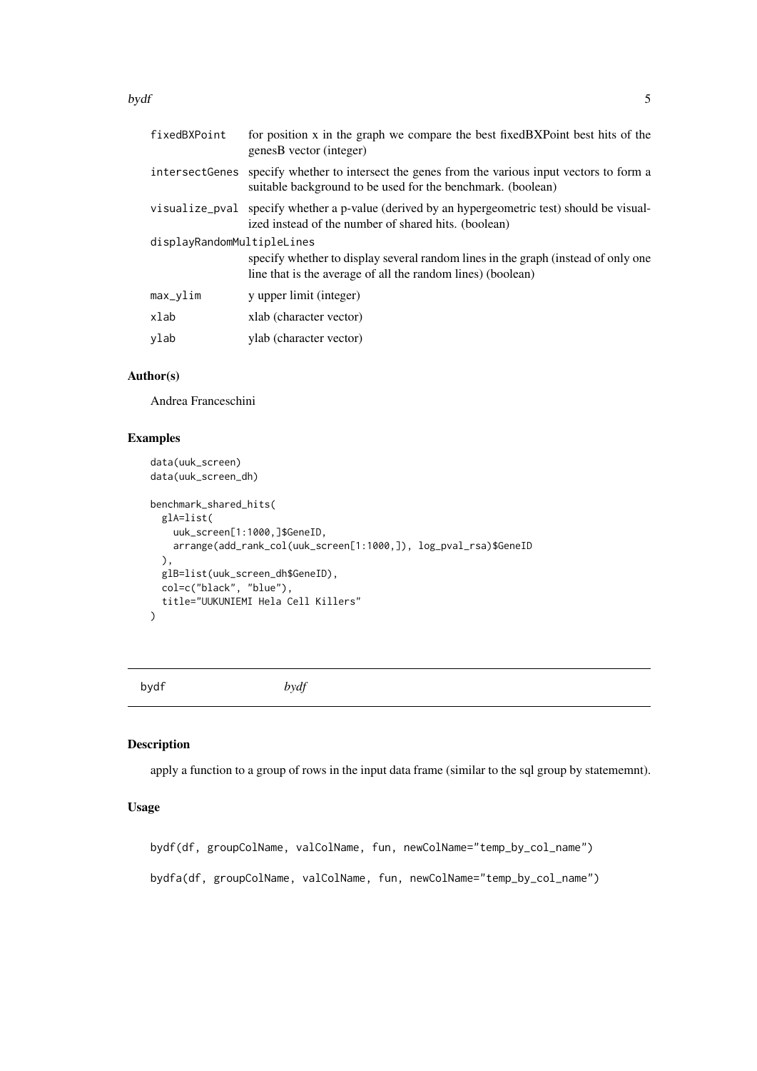| | |
|---|---|
| fixedBXPoint | for position x in the graph we compare the best fixedBXPoint best hits of the genesB vector (integer) |
| intersectGenes | specify whether to intersect the genes from the various input vectors to form a suitable background to be used for the benchmark. (boolean) |
| visualize_pval | specify whether a p-value (derived by an hypergeometric test) should be visualized instead of the number of shared hits. (boolean) |
| displayRandomMultipleLines | specify whether to display several random lines in the graph (instead of only one line that is the average of all the random lines) (boolean) |
| max_ylim | y upper limit (integer) |
| xlab | xlab (character vector) |
| ylab | ylab (character vector) |

### Author(s)

Andrea Franceschini

### Examples

```
data(uuk_screen)
data(uuk_screen_dh)

benchmark_shared_hits(
  glA=list(
    uuk_screen[1:1000,]$GeneID,
    arrange(add_rank_col(uuk_screen[1:1000,]), log_pval_rsa)$GeneID
  ),
  glB=list(uuk_screen_dh$GeneID),
  col=c("black", "blue"),
  title="UUKUNIEMI Hela Cell Killers"
)
```

## bydf *bydf*

### Description

apply a function to a group of rows in the input data frame (similar to the sql group by statememnt).

### Usage

```
bydf(df, groupColName, valColName, fun, newColName="temp_by_col_name")

bydfa(df, groupColName, valColName, fun, newColName="temp_by_col_name")
```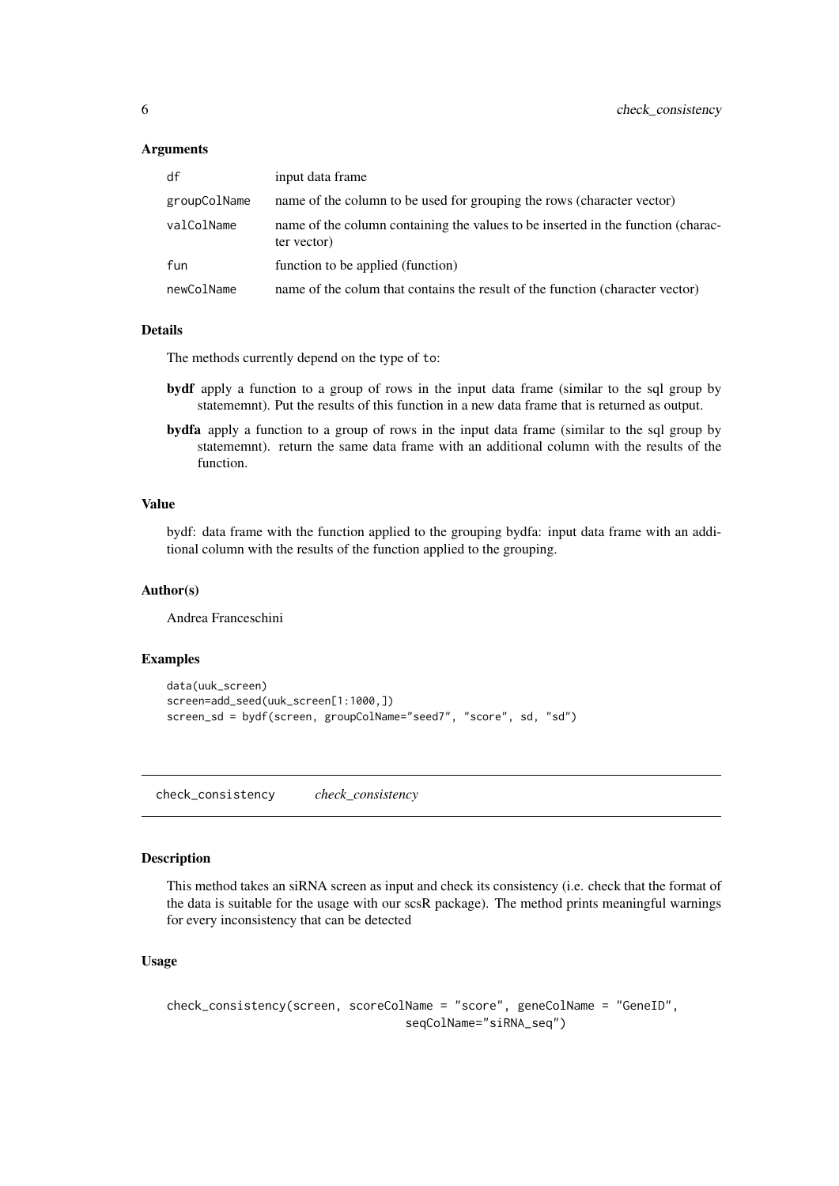### Arguments

| | |
|---|---|
| df | input data frame |
| groupColName | name of the column to be used for grouping the rows (character vector) |
| valColName | name of the column containing the values to be inserted in the function (character vector) |
| fun | function to be applied (function) |
| newColName | name of the colum that contains the result of the function (character vector) |

### Details

The methods currently depend on the type of `to`:

**bydf** apply a function to a group of rows in the input data frame (similar to the sql group by statememnt). Put the results of this function in a new data frame that is returned as output.

**bydfa** apply a function to a group of rows in the input data frame (similar to the sql group by statememnt). return the same data frame with an additional column with the results of the function.

### Value

bydf: data frame with the function applied to the grouping bydfa: input data frame with an additional column with the results of the function applied to the grouping.

### Author(s)

Andrea Franceschini

### Examples

```
data(uuk_screen)
screen=add_seed(uuk_screen[1:1000,])
screen_sd = bydf(screen, groupColName="seed7", "score", sd, "sd")
```

---

## check_consistency *check_consistency*

### Description

This method takes an siRNA screen as input and check its consistency (i.e. check that the format of the data is suitable for the usage with our scsR package). The method prints meaningful warnings for every inconsistency that can be detected

### Usage

```
check_consistency(screen, scoreColName = "score", geneColName = "GeneID",
                                  seqColName="siRNA_seq")
```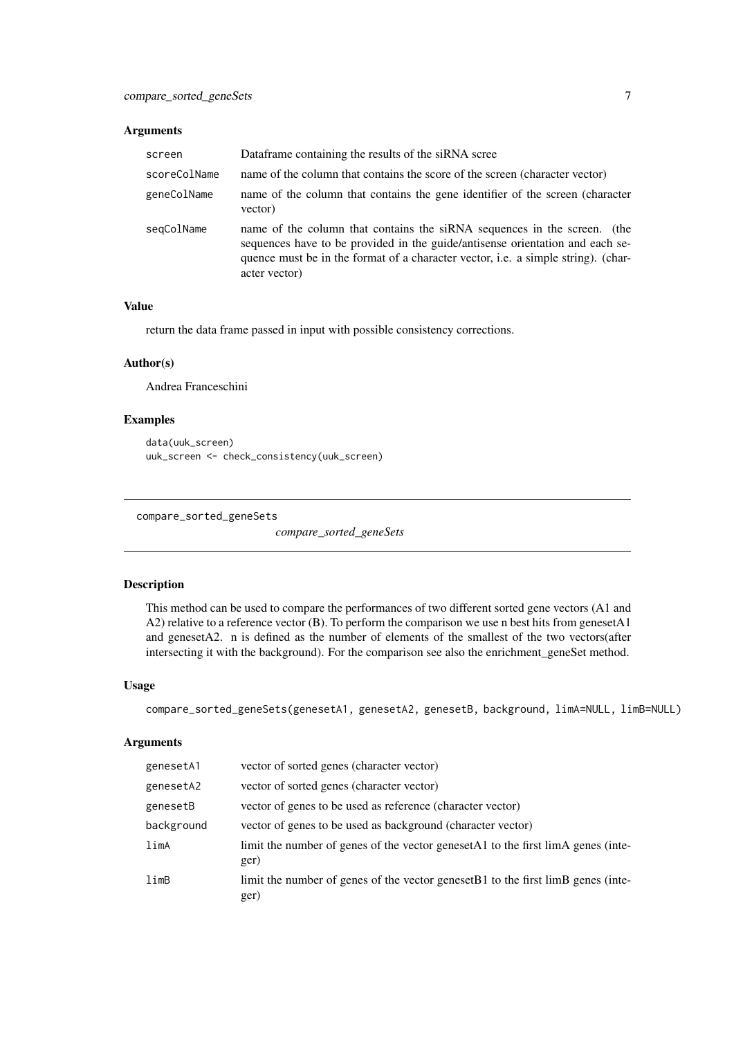### Arguments

| | |
|---|---|
| screen | Dataframe containing the results of the siRNA scree |
| scoreColName | name of the column that contains the score of the screen (character vector) |
| geneColName | name of the column that contains the gene identifier of the screen (character vector) |
| seqColName | name of the column that contains the siRNA sequences in the screen. (the sequences have to be provided in the guide/antisense orientation and each sequence must be in the format of a character vector, i.e. a simple string). (character vector) |

### Value

return the data frame passed in input with possible consistency corrections.

### Author(s)

Andrea Franceschini

### Examples

```
data(uuk_screen)
uuk_screen <- check_consistency(uuk_screen)
```

---

## compare_sorted_geneSets

*compare_sorted_geneSets*

---

### Description

This method can be used to compare the performances of two different sorted gene vectors (A1 and A2) relative to a reference vector (B). To perform the comparison we use n best hits from genesetA1 and genesetA2. n is defined as the number of elements of the smallest of the two vectors(after intersecting it with the background). For the comparison see also the enrichment_geneSet method.

### Usage

```
compare_sorted_geneSets(genesetA1, genesetA2, genesetB, background, limA=NULL, limB=NULL)
```

### Arguments

| | |
|---|---|
| genesetA1 | vector of sorted genes (character vector) |
| genesetA2 | vector of sorted genes (character vector) |
| genesetB | vector of genes to be used as reference (character vector) |
| background | vector of genes to be used as background (character vector) |
| limA | limit the number of genes of the vector genesetA1 to the first limA genes (integer) |
| limB | limit the number of genes of the vector genesetB1 to the first limB genes (integer) |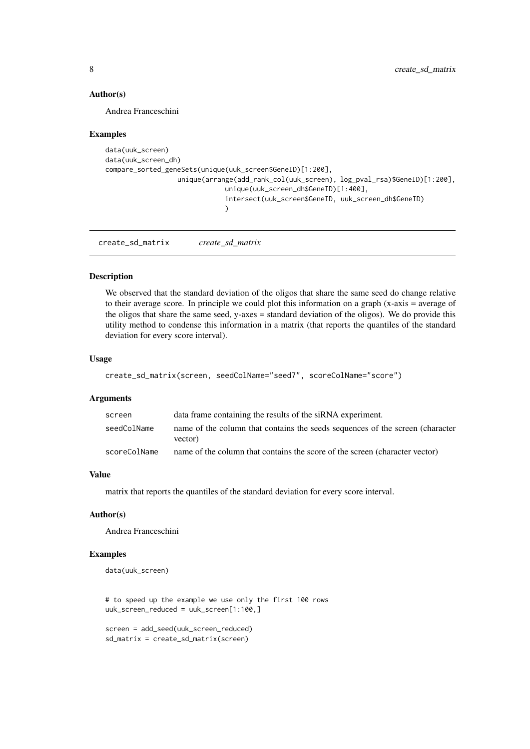### Author(s)

Andrea Franceschini

### Examples

```
data(uuk_screen)
data(uuk_screen_dh)
compare_sorted_geneSets(unique(uuk_screen$GeneID)[1:200],
                  unique(arrange(add_rank_col(uuk_screen), log_pval_rsa)$GeneID)[1:200],
                              unique(uuk_screen_dh$GeneID)[1:400],
                              intersect(uuk_screen$GeneID, uuk_screen_dh$GeneID)
                              )
```

---

## create_sd_matrix    *create_sd_matrix*

### Description

We observed that the standard deviation of the oligos that share the same seed do change relative to their average score. In principle we could plot this information on a graph (x-axis = average of the oligos that share the same seed, y-axes = standard deviation of the oligos). We do provide this utility method to condense this information in a matrix (that reports the quantiles of the standard deviation for every score interval).

### Usage

```
create_sd_matrix(screen, seedColName="seed7", scoreColName="score")
```

### Arguments

| | |
|---|---|
| screen | data frame containing the results of the siRNA experiment. |
| seedColName | name of the column that contains the seeds sequences of the screen (character vector) |
| scoreColName | name of the column that contains the score of the screen (character vector) |

### Value

matrix that reports the quantiles of the standard deviation for every score interval.

### Author(s)

Andrea Franceschini

### Examples

```
data(uuk_screen)


# to speed up the example we use only the first 100 rows
uuk_screen_reduced = uuk_screen[1:100,]

screen = add_seed(uuk_screen_reduced)
sd_matrix = create_sd_matrix(screen)
```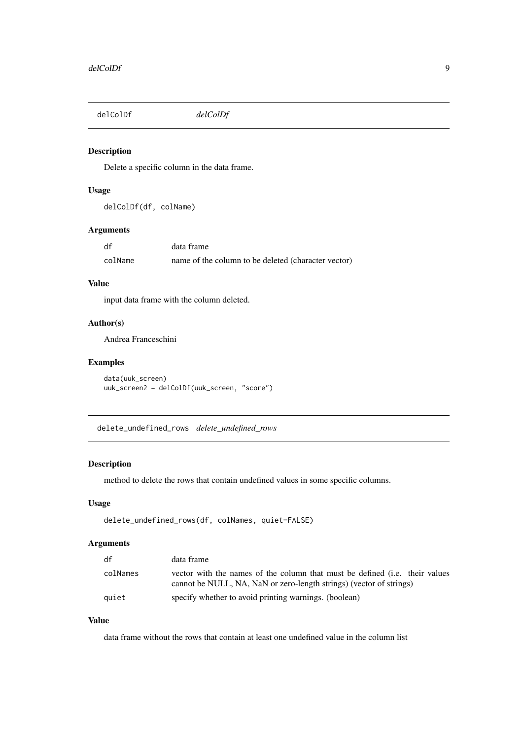## delColDf *delColDf*

### Description

Delete a specific column in the data frame.

### Usage

```
delColDf(df, colName)
```

### Arguments

| | |
|---|---|
| df | data frame |
| colName | name of the column to be deleted (character vector) |

### Value

input data frame with the column deleted.

### Author(s)

Andrea Franceschini

### Examples

```
data(uuk_screen)
uuk_screen2 = delColDf(uuk_screen, "score")
```

## delete_undefined_rows *delete_undefined_rows*

### Description

method to delete the rows that contain undefined values in some specific columns.

### Usage

```
delete_undefined_rows(df, colNames, quiet=FALSE)
```

### Arguments

| | |
|---|---|
| df | data frame |
| colNames | vector with the names of the column that must be defined (i.e. their values cannot be NULL, NA, NaN or zero-length strings) (vector of strings) |
| quiet | specify whether to avoid printing warnings. (boolean) |

### Value

data frame without the rows that contain at least one undefined value in the column list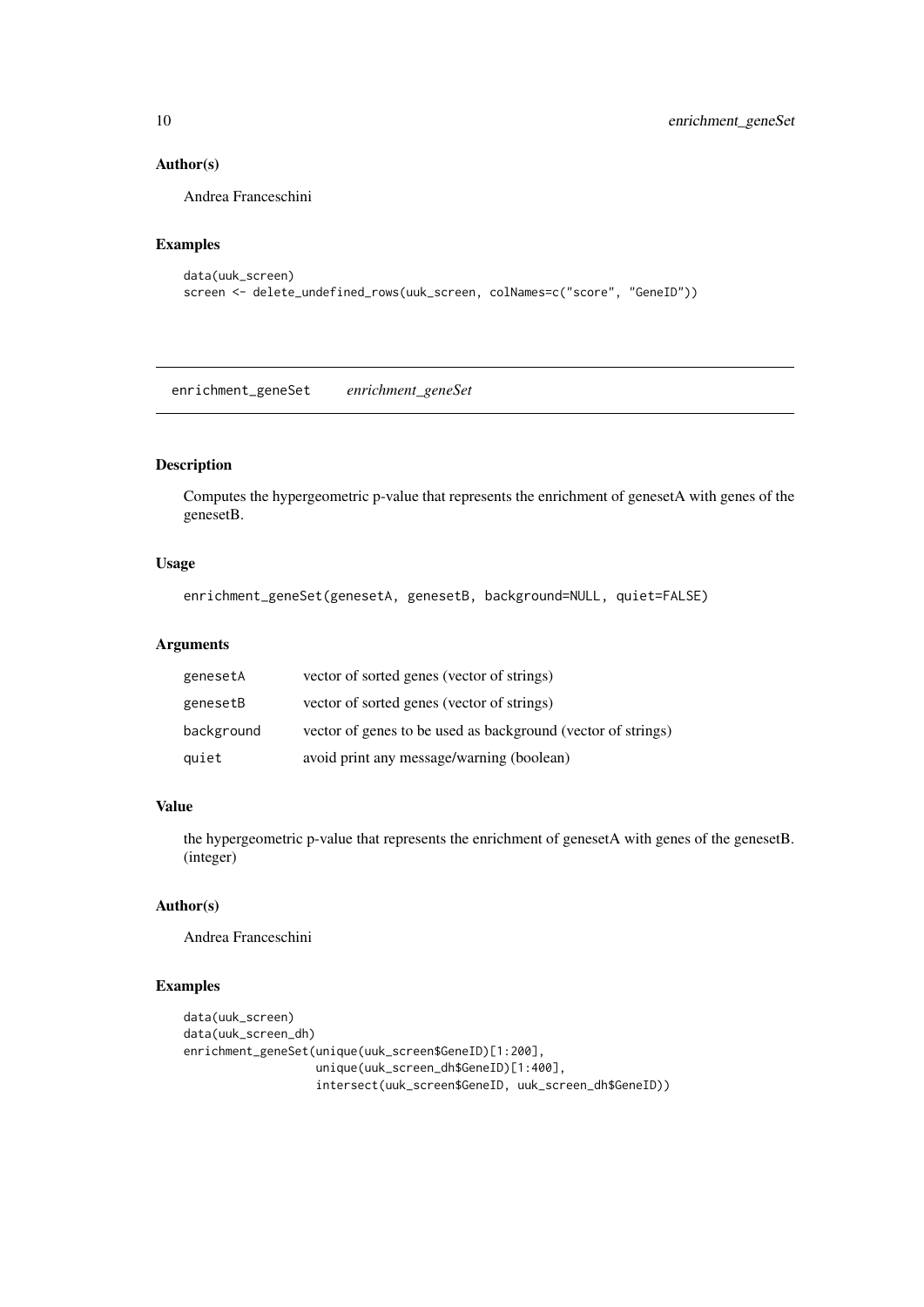## Author(s)

Andrea Franceschini

## Examples

```
data(uuk_screen)
screen <- delete_undefined_rows(uuk_screen, colNames=c("score", "GeneID"))
```

---

# enrichment_geneSet    *enrichment_geneSet*

---

## Description

Computes the hypergeometric p-value that represents the enrichment of genesetA with genes of the genesetB.

## Usage

```
enrichment_geneSet(genesetA, genesetB, background=NULL, quiet=FALSE)
```

## Arguments

| | |
|---|---|
| genesetA | vector of sorted genes (vector of strings) |
| genesetB | vector of sorted genes (vector of strings) |
| background | vector of genes to be used as background (vector of strings) |
| quiet | avoid print any message/warning (boolean) |

## Value

the hypergeometric p-value that represents the enrichment of genesetA with genes of the genesetB. (integer)

## Author(s)

Andrea Franceschini

## Examples

```
data(uuk_screen)
data(uuk_screen_dh)
enrichment_geneSet(unique(uuk_screen$GeneID)[1:200],
                   unique(uuk_screen_dh$GeneID)[1:400],
                   intersect(uuk_screen$GeneID, uuk_screen_dh$GeneID))
```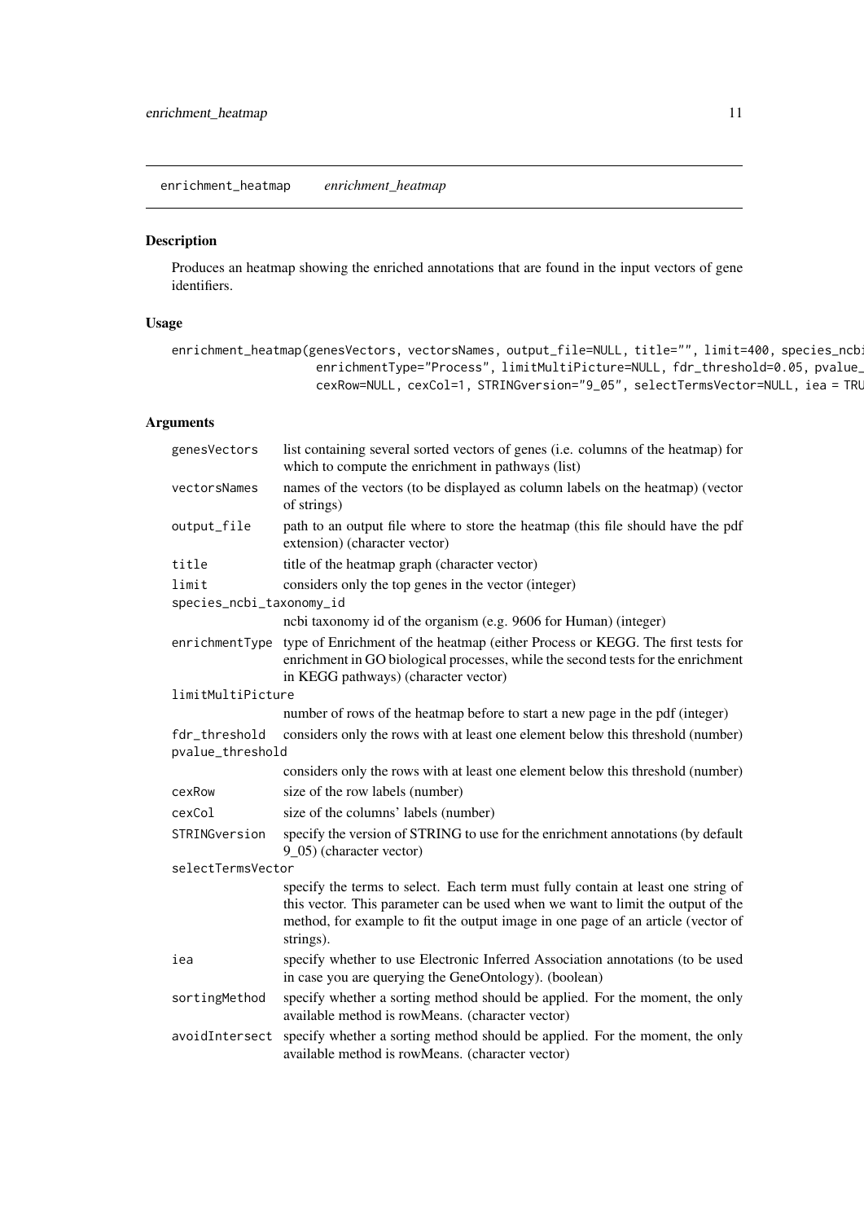enrichment_heatmap        *enrichment_heatmap*

## Description

Produces an heatmap showing the enriched annotations that are found in the input vectors of gene identifiers.

## Usage

```
enrichment_heatmap(genesVectors, vectorsNames, output_file=NULL, title="", limit=400, species_ncbi
                   enrichmentType="Process", limitMultiPicture=NULL, fdr_threshold=0.05, pvalue_
                   cexRow=NULL, cexCol=1, STRINGversion="9_05", selectTermsVector=NULL, iea = TRU
```

## Arguments

| | |
|---|---|
| genesVectors | list containing several sorted vectors of genes (i.e. columns of the heatmap) for which to compute the enrichment in pathways (list) |
| vectorsNames | names of the vectors (to be displayed as column labels on the heatmap) (vector of strings) |
| output_file | path to an output file where to store the heatmap (this file should have the pdf extension) (character vector) |
| title | title of the heatmap graph (character vector) |
| limit | considers only the top genes in the vector (integer) |
| species_ncbi_taxonomy_id | ncbi taxonomy id of the organism (e.g. 9606 for Human) (integer) |
| enrichmentType | type of Enrichment of the heatmap (either Process or KEGG. The first tests for enrichment in GO biological processes, while the second tests for the enrichment in KEGG pathways) (character vector) |
| limitMultiPicture | number of rows of the heatmap before to start a new page in the pdf (integer) |
| fdr_threshold | considers only the rows with at least one element below this threshold (number) |
| pvalue_threshold | considers only the rows with at least one element below this threshold (number) |
| cexRow | size of the row labels (number) |
| cexCol | size of the columns' labels (number) |
| STRINGversion | specify the version of STRING to use for the enrichment annotations (by default 9_05) (character vector) |
| selectTermsVector | specify the terms to select. Each term must fully contain at least one string of this vector. This parameter can be used when we want to limit the output of the method, for example to fit the output image in one page of an article (vector of strings). |
| iea | specify whether to use Electronic Inferred Association annotations (to be used in case you are querying the GeneOntology). (boolean) |
| sortingMethod | specify whether a sorting method should be applied. For the moment, the only available method is rowMeans. (character vector) |
| avoidIntersect | specify whether a sorting method should be applied. For the moment, the only available method is rowMeans. (character vector) |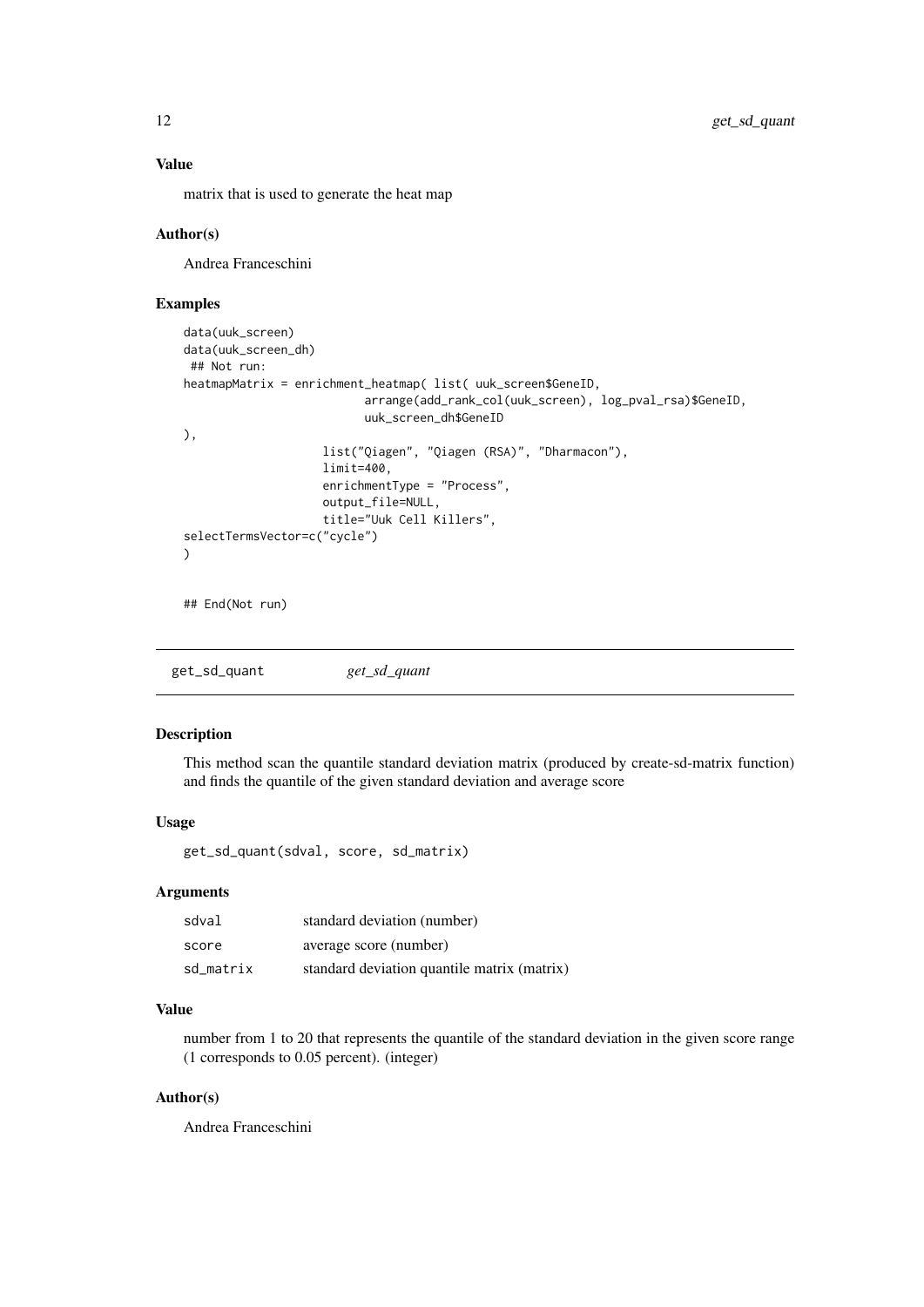### Value

matrix that is used to generate the heat map

### Author(s)

Andrea Franceschini

### Examples

```
data(uuk_screen)
data(uuk_screen_dh)
 ## Not run:
heatmapMatrix = enrichment_heatmap( list( uuk_screen$GeneID,
                          arrange(add_rank_col(uuk_screen), log_pval_rsa)$GeneID,
                          uuk_screen_dh$GeneID
),
                    list("Qiagen", "Qiagen (RSA)", "Dharmacon"),
                    limit=400,
                    enrichmentType = "Process",
                    output_file=NULL,
                    title="Uuk Cell Killers",
selectTermsVector=c("cycle")
)


## End(Not run)
```

---

## get_sd_quant *get_sd_quant*

### Description

This method scan the quantile standard deviation matrix (produced by create-sd-matrix function) and finds the quantile of the given standard deviation and average score

### Usage

```
get_sd_quant(sdval, score, sd_matrix)
```

### Arguments

| | |
|---|---|
| sdval | standard deviation (number) |
| score | average score (number) |
| sd_matrix | standard deviation quantile matrix (matrix) |

### Value

number from 1 to 20 that represents the quantile of the standard deviation in the given score range (1 corresponds to 0.05 percent). (integer)

### Author(s)

Andrea Franceschini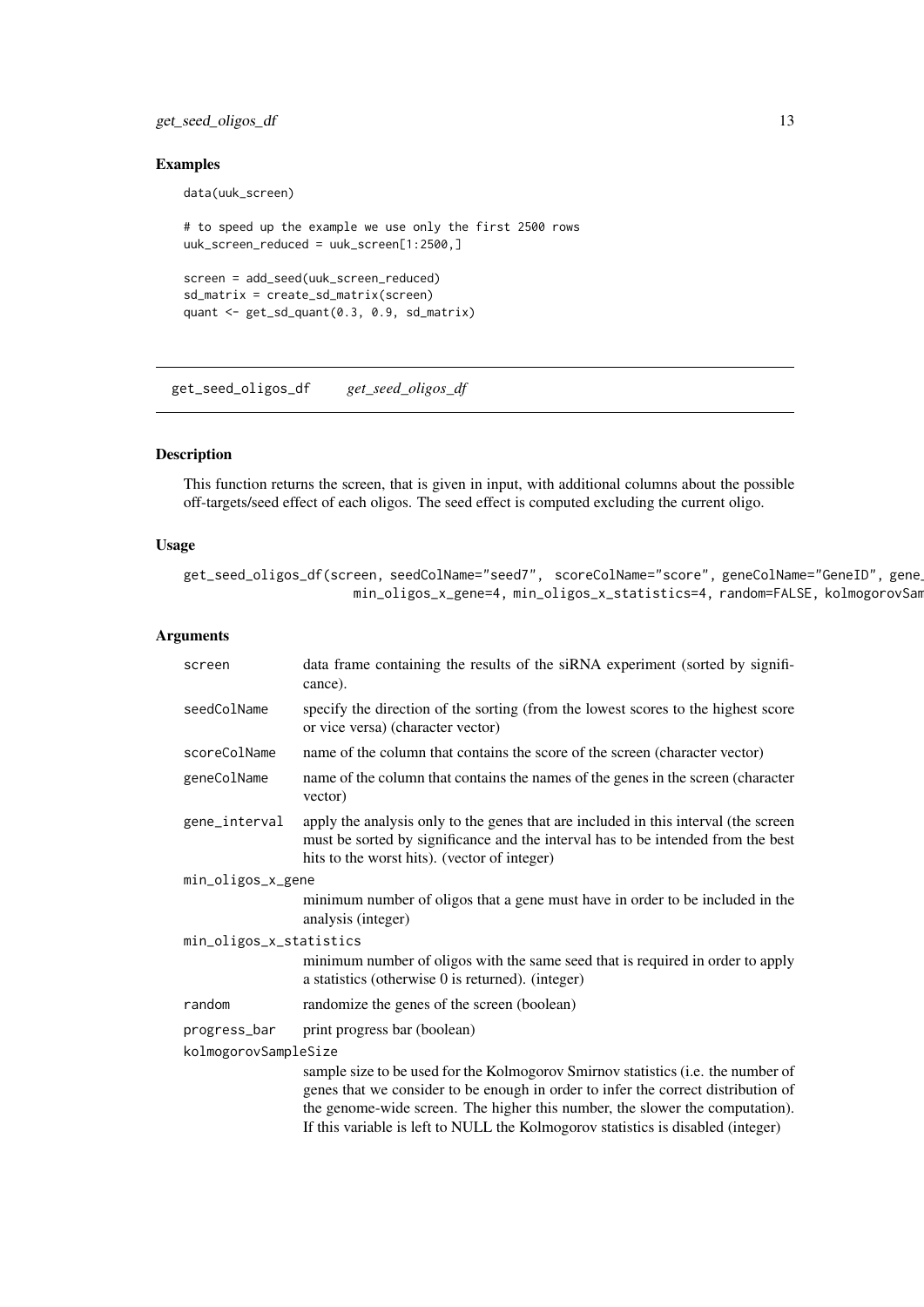## Examples

```
data(uuk_screen)

# to speed up the example we use only the first 2500 rows
uuk_screen_reduced = uuk_screen[1:2500,]

screen = add_seed(uuk_screen_reduced)
sd_matrix = create_sd_matrix(screen)
quant <- get_sd_quant(0.3, 0.9, sd_matrix)
```

---

# get_seed_oligos_df *get_seed_oligos_df*

---

## Description

This function returns the screen, that is given in input, with additional columns about the possible off-targets/seed effect of each oligos. The seed effect is computed excluding the current oligo.

## Usage

```
get_seed_oligos_df(screen, seedColName="seed7", scoreColName="score", geneColName="GeneID", gene_
                    min_oligos_x_gene=4, min_oligos_x_statistics=4, random=FALSE, kolmogorovSam
```

## Arguments

| | |
|---|---|
| screen | data frame containing the results of the siRNA experiment (sorted by significance). |
| seedColName | specify the direction of the sorting (from the lowest scores to the highest score or vice versa) (character vector) |
| scoreColName | name of the column that contains the score of the screen (character vector) |
| geneColName | name of the column that contains the names of the genes in the screen (character vector) |
| gene_interval | apply the analysis only to the genes that are included in this interval (the screen must be sorted by significance and the interval has to be intended from the best hits to the worst hits). (vector of integer) |
| min_oligos_x_gene | minimum number of oligos that a gene must have in order to be included in the analysis (integer) |
| min_oligos_x_statistics | minimum number of oligos with the same seed that is required in order to apply a statistics (otherwise 0 is returned). (integer) |
| random | randomize the genes of the screen (boolean) |
| progress_bar | print progress bar (boolean) |
| kolmogorovSampleSize | sample size to be used for the Kolmogorov Smirnov statistics (i.e. the number of genes that we consider to be enough in order to infer the correct distribution of the genome-wide screen. The higher this number, the slower the computation). If this variable is left to NULL the Kolmogorov statistics is disabled (integer) |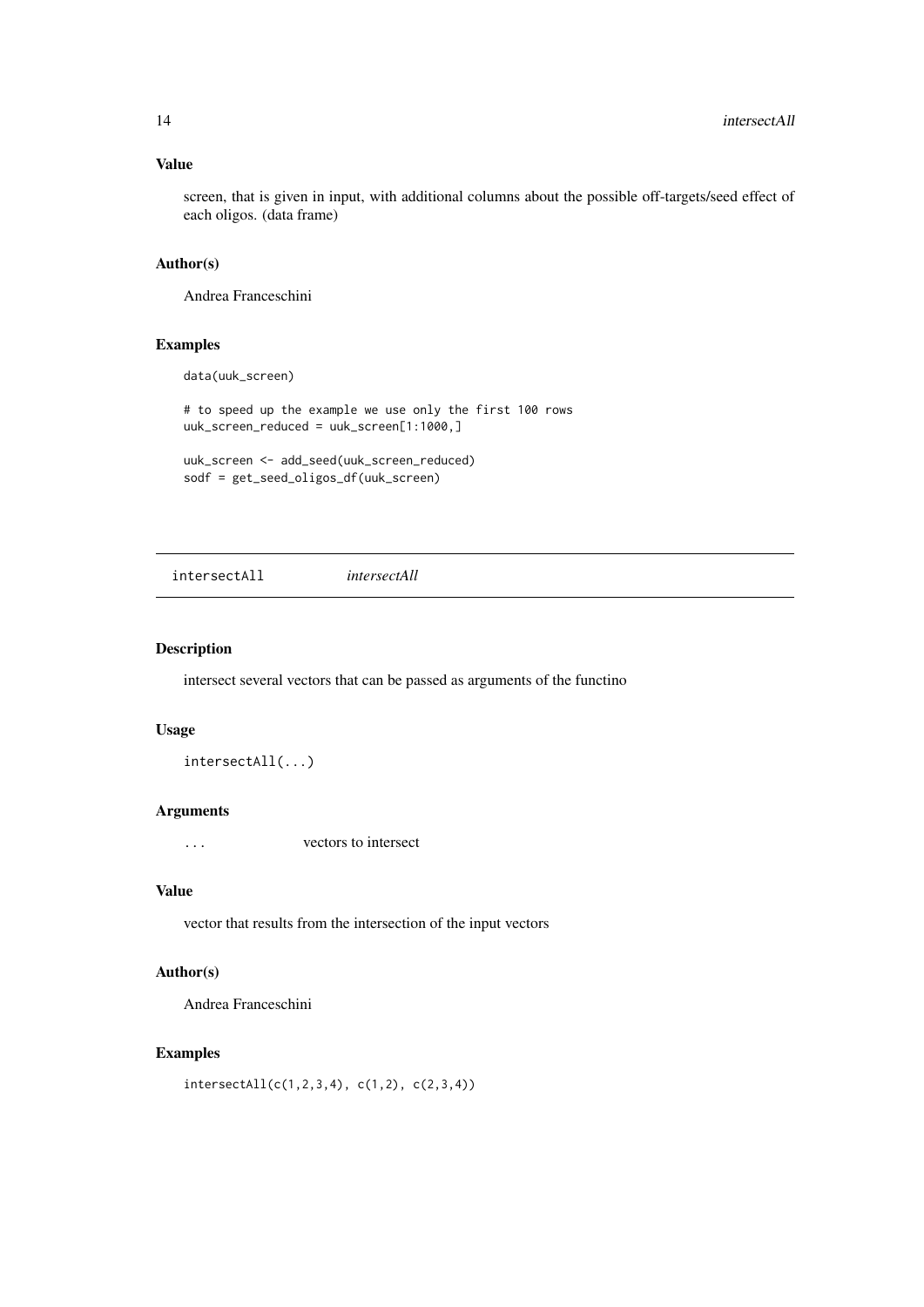### Value

screen, that is given in input, with additional columns about the possible off-targets/seed effect of each oligos. (data frame)

### Author(s)

Andrea Franceschini

### Examples

```
data(uuk_screen)

# to speed up the example we use only the first 100 rows
uuk_screen_reduced = uuk_screen[1:1000,]

uuk_screen <- add_seed(uuk_screen_reduced)
sodf = get_seed_oligos_df(uuk_screen)
```

---

## intersectAll *intersectAll*

---

### Description

intersect several vectors that can be passed as arguments of the functino

### Usage

```
intersectAll(...)
```

### Arguments

| | |
|---|---|
| ... | vectors to intersect |

### Value

vector that results from the intersection of the input vectors

### Author(s)

Andrea Franceschini

### Examples

```
intersectAll(c(1,2,3,4), c(1,2), c(2,3,4))
```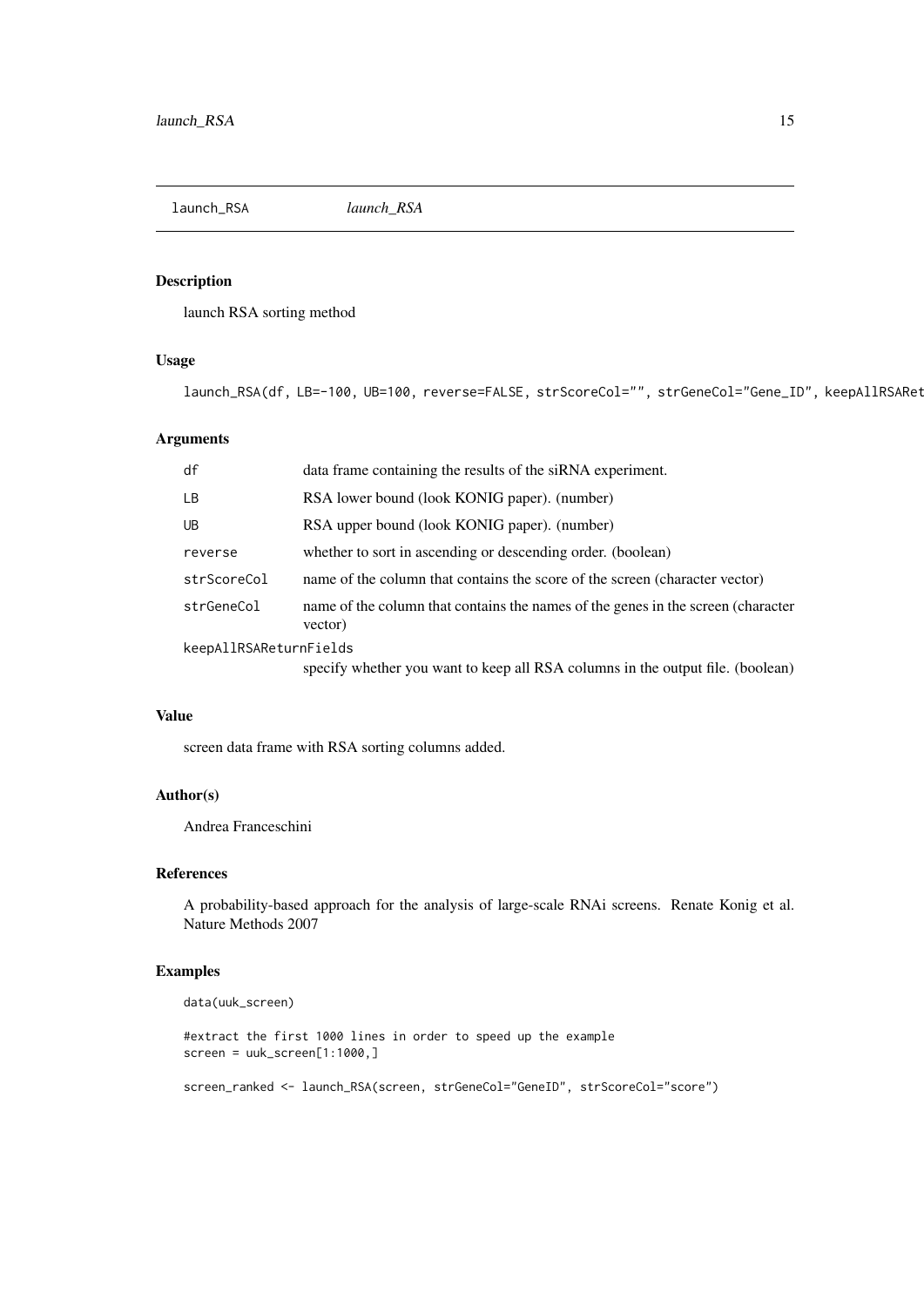## launch_RSA *launch_RSA*

### Description

launch RSA sorting method

### Usage

```
launch_RSA(df, LB=-100, UB=100, reverse=FALSE, strScoreCol="", strGeneCol="Gene_ID", keepAllRSARet
```

### Arguments

| | |
|---|---|
| `df` | data frame containing the results of the siRNA experiment. |
| `LB` | RSA lower bound (look KONIG paper). (number) |
| `UB` | RSA upper bound (look KONIG paper). (number) |
| `reverse` | whether to sort in ascending or descending order. (boolean) |
| `strScoreCol` | name of the column that contains the score of the screen (character vector) |
| `strGeneCol` | name of the column that contains the names of the genes in the screen (character vector) |
| `keepAllRSAReturnFields` | specify whether you want to keep all RSA columns in the output file. (boolean) |

### Value

screen data frame with RSA sorting columns added.

### Author(s)

Andrea Franceschini

### References

A probability-based approach for the analysis of large-scale RNAi screens. Renate Konig et al. Nature Methods 2007

### Examples

```
data(uuk_screen)

#extract the first 1000 lines in order to speed up the example
screen = uuk_screen[1:1000,]

screen_ranked <- launch_RSA(screen, strGeneCol="GeneID", strScoreCol="score")
```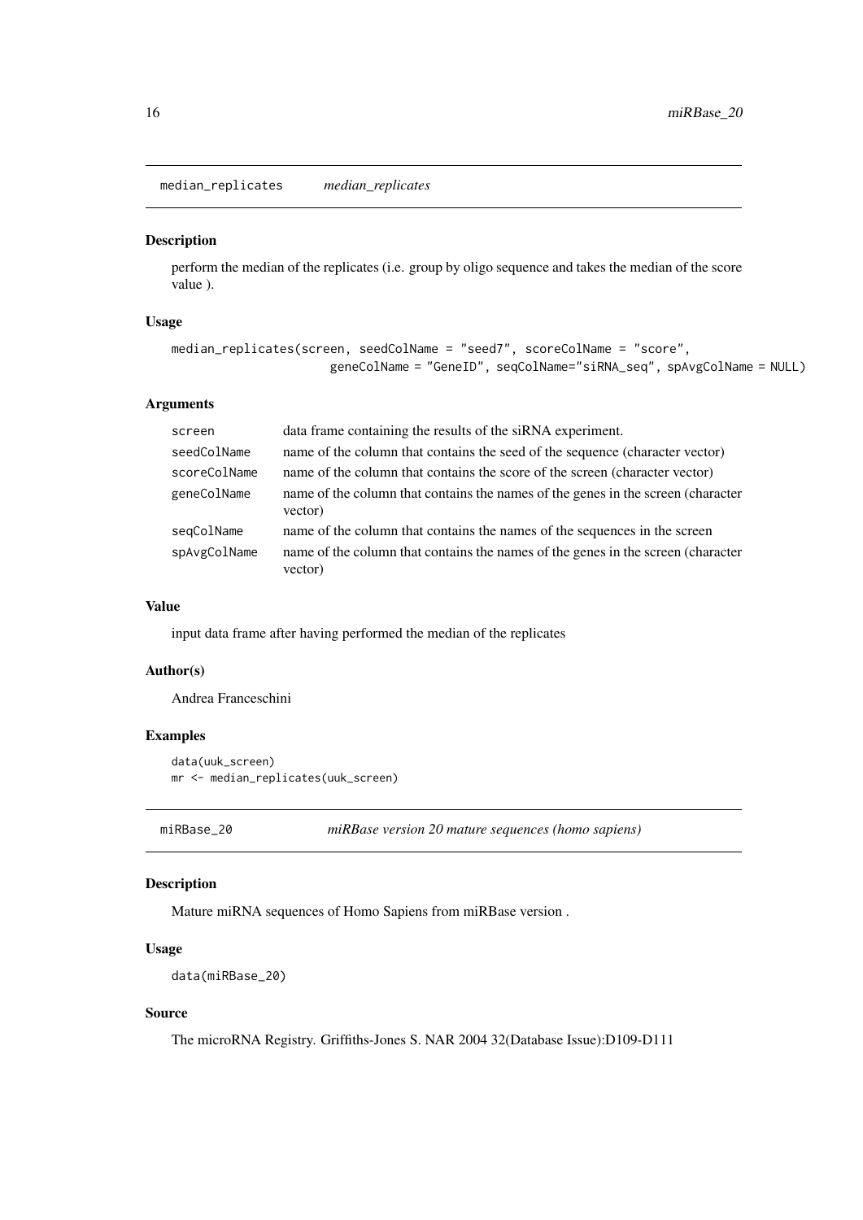## median_replicates *median_replicates*

### Description

perform the median of the replicates (i.e. group by oligo sequence and takes the median of the score value ).

### Usage

```
median_replicates(screen, seedColName = "seed7", scoreColName = "score",
                  geneColName = "GeneID", seqColName="siRNA_seq", spAvgColName = NULL)
```

### Arguments

| | |
|---|---|
| screen | data frame containing the results of the siRNA experiment. |
| seedColName | name of the column that contains the seed of the sequence (character vector) |
| scoreColName | name of the column that contains the score of the screen (character vector) |
| geneColName | name of the column that contains the names of the genes in the screen (character vector) |
| seqColName | name of the column that contains the names of the sequences in the screen |
| spAvgColName | name of the column that contains the names of the genes in the screen (character vector) |

### Value

input data frame after having performed the median of the replicates

### Author(s)

Andrea Franceschini

### Examples

```
data(uuk_screen)
mr <- median_replicates(uuk_screen)
```

## miRBase_20 *miRBase version 20 mature sequences (homo sapiens)*

### Description

Mature miRNA sequences of Homo Sapiens from miRBase version .

### Usage

```
data(miRBase_20)
```

### Source

The microRNA Registry. Griffiths-Jones S. NAR 2004 32(Database Issue):D109-D111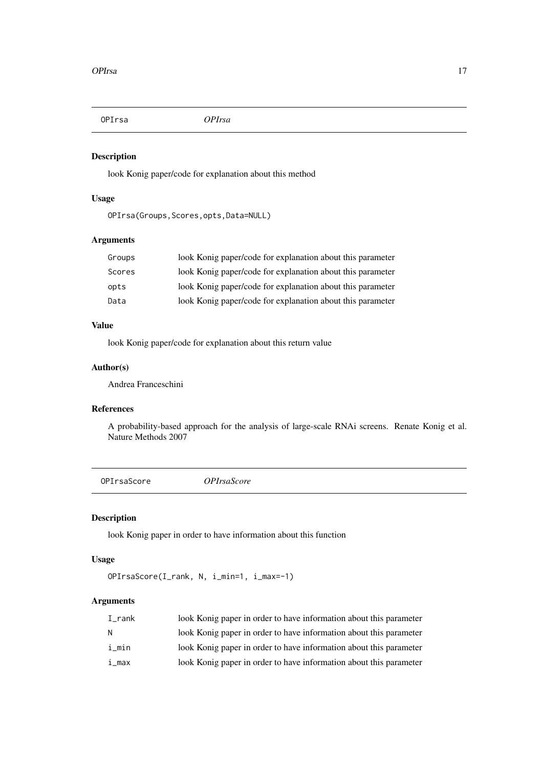## OPIrsa *OPIrsa*

### Description

look Konig paper/code for explanation about this method

### Usage

```
OPIrsa(Groups,Scores,opts,Data=NULL)
```

### Arguments

| | |
|---|---|
| Groups | look Konig paper/code for explanation about this parameter |
| Scores | look Konig paper/code for explanation about this parameter |
| opts | look Konig paper/code for explanation about this parameter |
| Data | look Konig paper/code for explanation about this parameter |

### Value

look Konig paper/code for explanation about this return value

### Author(s)

Andrea Franceschini

### References

A probability-based approach for the analysis of large-scale RNAi screens. Renate Konig et al. Nature Methods 2007

## OPIrsaScore *OPIrsaScore*

### Description

look Konig paper in order to have information about this function

### Usage

```
OPIrsaScore(I_rank, N, i_min=1, i_max=-1)
```

### Arguments

| | |
|---|---|
| I_rank | look Konig paper in order to have information about this parameter |
| N | look Konig paper in order to have information about this parameter |
| i_min | look Konig paper in order to have information about this parameter |
| i_max | look Konig paper in order to have information about this parameter |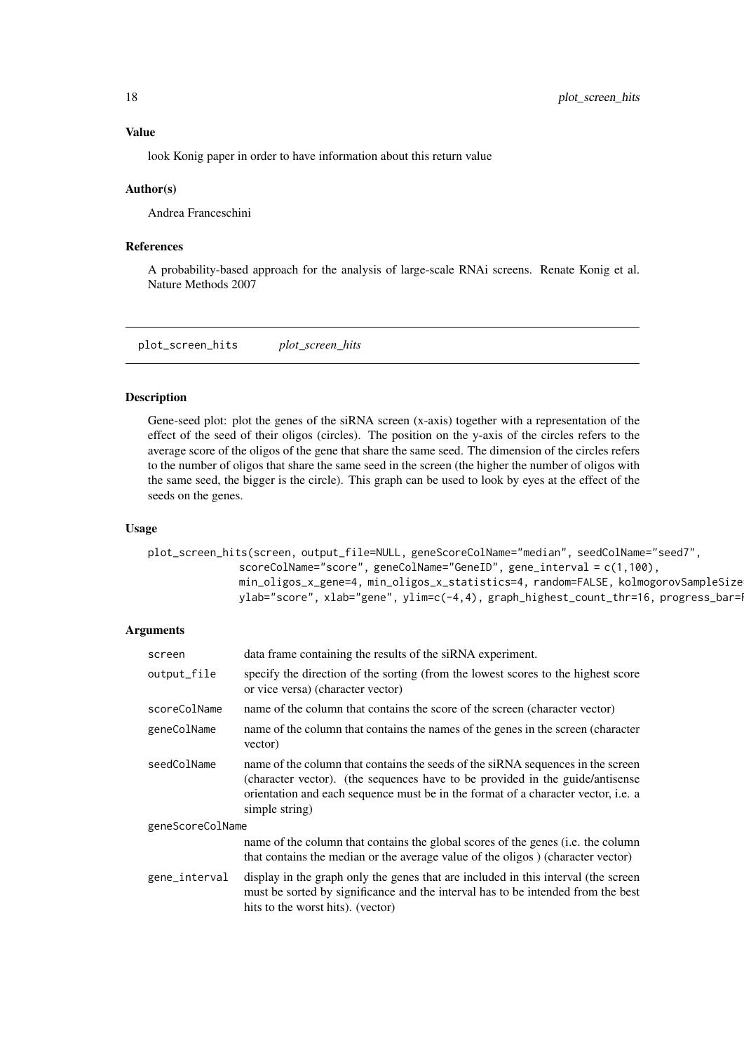## Value

look Konig paper in order to have information about this return value

## Author(s)

Andrea Franceschini

## References

A probability-based approach for the analysis of large-scale RNAi screens. Renate Konig et al. Nature Methods 2007

---

# plot_screen_hits        *plot_screen_hits*

---

## Description

Gene-seed plot: plot the genes of the siRNA screen (x-axis) together with a representation of the effect of the seed of their oligos (circles). The position on the y-axis of the circles refers to the average score of the oligos of the gene that share the same seed. The dimension of the circles refers to the number of oligos that share the same seed in the screen (the higher the number of oligos with the same seed, the bigger is the circle). This graph can be used to look by eyes at the effect of the seeds on the genes.

## Usage

```
plot_screen_hits(screen, output_file=NULL, geneScoreColName="median", seedColName="seed7",
              scoreColName="score", geneColName="GeneID", gene_interval = c(1,100),
              min_oligos_x_gene=4, min_oligos_x_statistics=4, random=FALSE, kolmogorovSampleSize
              ylab="score", xlab="gene", ylim=c(-4,4), graph_highest_count_thr=16, progress_bar=F
```

## Arguments

| | |
|---|---|
| screen | data frame containing the results of the siRNA experiment. |
| output_file | specify the direction of the sorting (from the lowest scores to the highest score or vice versa) (character vector) |
| scoreColName | name of the column that contains the score of the screen (character vector) |
| geneColName | name of the column that contains the names of the genes in the screen (character vector) |
| seedColName | name of the column that contains the seeds of the siRNA sequences in the screen (character vector). (the sequences have to be provided in the guide/antisense orientation and each sequence must be in the format of a character vector, i.e. a simple string) |
| geneScoreColName | name of the column that contains the global scores of the genes (i.e. the column that contains the median or the average value of the oligos ) (character vector) |
| gene_interval | display in the graph only the genes that are included in this interval (the screen must be sorted by significance and the interval has to be intended from the best hits to the worst hits). (vector) |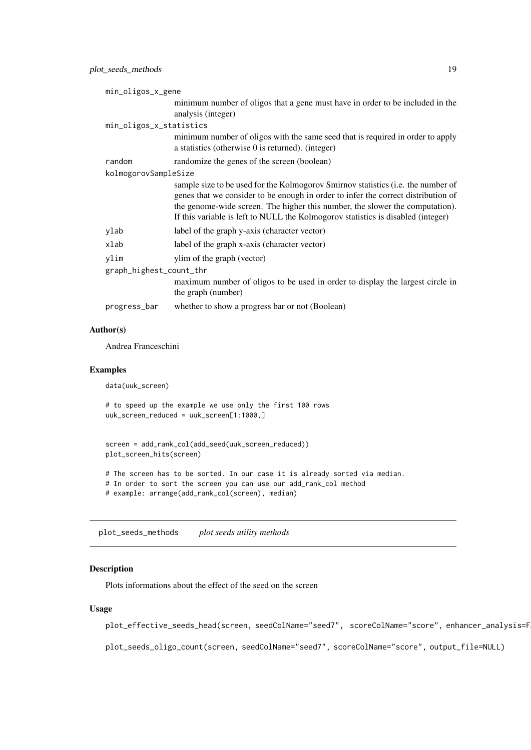`min_oligos_x_gene`
: minimum number of oligos that a gene must have in order to be included in the analysis (integer)

`min_oligos_x_statistics`
: minimum number of oligos with the same seed that is required in order to apply a statistics (otherwise 0 is returned). (integer)

`random`
: randomize the genes of the screen (boolean)

`kolmogorovSampleSize`
: sample size to be used for the Kolmogorov Smirnov statistics (i.e. the number of genes that we consider to be enough in order to infer the correct distribution of the genome-wide screen. The higher this number, the slower the computation). If this variable is left to NULL the Kolmogorov statistics is disabled (integer)

`ylab`
: label of the graph y-axis (character vector)

`xlab`
: label of the graph x-axis (character vector)

`ylim`
: ylim of the graph (vector)

`graph_highest_count_thr`
: maximum number of oligos to be used in order to display the largest circle in the graph (number)

`progress_bar`
: whether to show a progress bar or not (Boolean)

### Author(s)

Andrea Franceschini

### Examples

```
data(uuk_screen)

# to speed up the example we use only the first 100 rows
uuk_screen_reduced = uuk_screen[1:1000,]


screen = add_rank_col(add_seed(uuk_screen_reduced))
plot_screen_hits(screen)

# The screen has to be sorted. In our case it is already sorted via median.
# In order to sort the screen you can use our add_rank_col method
# example: arrange(add_rank_col(screen), median)
```

---

## plot_seeds_methods    *plot seeds utility methods*

---

### Description

Plots informations about the effect of the seed on the screen

### Usage

```
plot_effective_seeds_head(screen, seedColName="seed7",  scoreColName="score", enhancer_analysis=F

plot_seeds_oligo_count(screen, seedColName="seed7", scoreColName="score", output_file=NULL)
```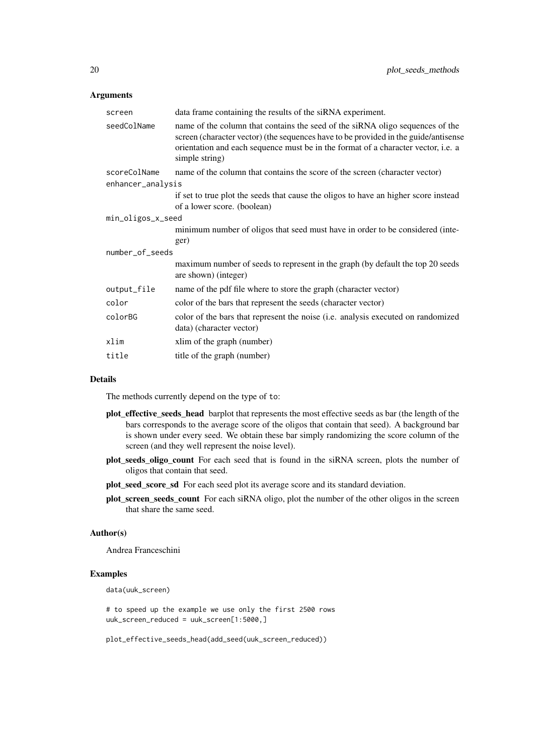## Arguments

| | |
|---|---|
| screen | data frame containing the results of the siRNA experiment. |
| seedColName | name of the column that contains the seed of the siRNA oligo sequences of the screen (character vector) (the sequences have to be provided in the guide/antisense orientation and each sequence must be in the format of a character vector, i.e. a simple string) |
| scoreColName | name of the column that contains the score of the screen (character vector) |
| enhancer_analysis | if set to true plot the seeds that cause the oligos to have an higher score instead of a lower score. (boolean) |
| min_oligos_x_seed | minimum number of oligos that seed must have in order to be considered (integer) |
| number_of_seeds | maximum number of seeds to represent in the graph (by default the top 20 seeds are shown) (integer) |
| output_file | name of the pdf file where to store the graph (character vector) |
| color | color of the bars that represent the seeds (character vector) |
| colorBG | color of the bars that represent the noise (i.e. analysis executed on randomized data) (character vector) |
| xlim | xlim of the graph (number) |
| title | title of the graph (number) |

## Details

The methods currently depend on the type of `to`:

**plot_effective_seeds_head** barplot that represents the most effective seeds as bar (the length of the bars corresponds to the average score of the oligos that contain that seed). A background bar is shown under every seed. We obtain these bar simply randomizing the score column of the screen (and they well represent the noise level).

**plot_seeds_oligo_count** For each seed that is found in the siRNA screen, plots the number of oligos that contain that seed.

**plot_seed_score_sd** For each seed plot its average score and its standard deviation.

**plot_screen_seeds_count** For each siRNA oligo, plot the number of the other oligos in the screen that share the same seed.

## Author(s)

Andrea Franceschini

## Examples

```
data(uuk_screen)

# to speed up the example we use only the first 2500 rows
uuk_screen_reduced = uuk_screen[1:5000,]

plot_effective_seeds_head(add_seed(uuk_screen_reduced))
```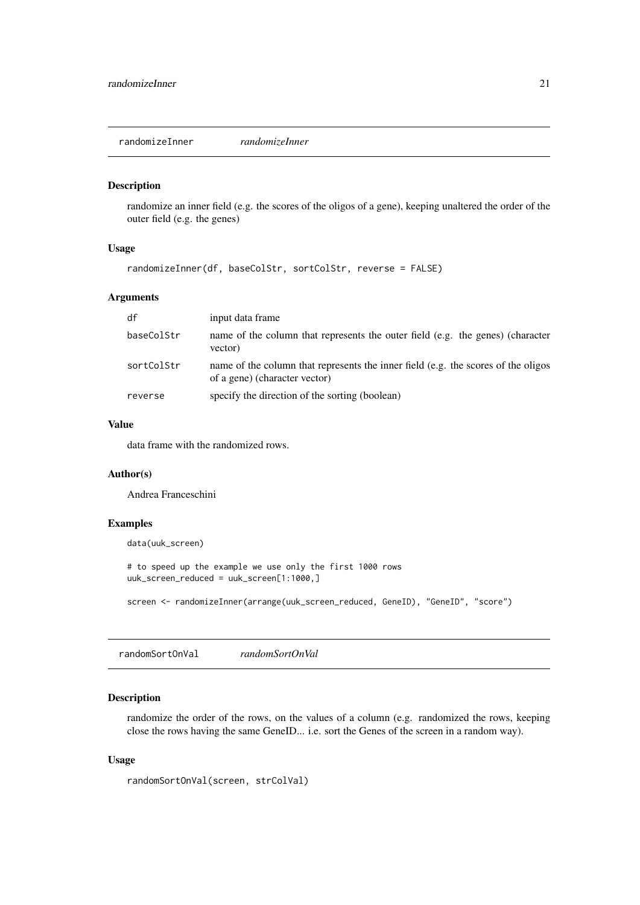## randomizeInner *randomizeInner*

### Description

randomize an inner field (e.g. the scores of the oligos of a gene), keeping unaltered the order of the outer field (e.g. the genes)

### Usage

```
randomizeInner(df, baseColStr, sortColStr, reverse = FALSE)
```

### Arguments

| | |
|---|---|
| df | input data frame |
| baseColStr | name of the column that represents the outer field (e.g. the genes) (character vector) |
| sortColStr | name of the column that represents the inner field (e.g. the scores of the oligos of a gene) (character vector) |
| reverse | specify the direction of the sorting (boolean) |

### Value

data frame with the randomized rows.

### Author(s)

Andrea Franceschini

### Examples

```
data(uuk_screen)

# to speed up the example we use only the first 1000 rows
uuk_screen_reduced = uuk_screen[1:1000,]

screen <- randomizeInner(arrange(uuk_screen_reduced, GeneID), "GeneID", "score")
```

## randomSortOnVal *randomSortOnVal*

### Description

randomize the order of the rows, on the values of a column (e.g. randomized the rows, keeping close the rows having the same GeneID... i.e. sort the Genes of the screen in a random way).

### Usage

```
randomSortOnVal(screen, strColVal)
```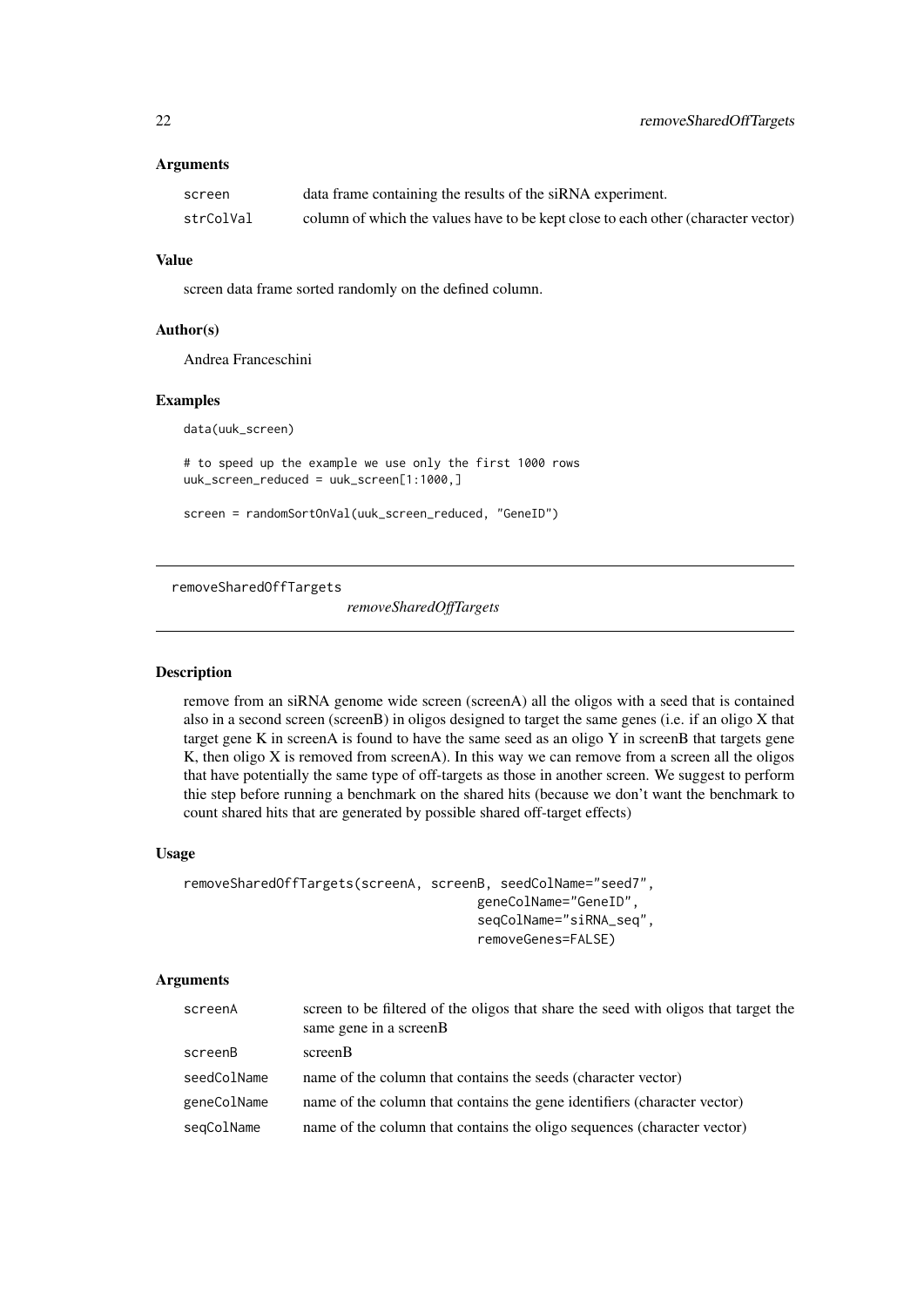### Arguments

| | |
|---|---|
| screen | data frame containing the results of the siRNA experiment. |
| strColVal | column of which the values have to be kept close to each other (character vector) |

### Value

screen data frame sorted randomly on the defined column.

### Author(s)

Andrea Franceschini

### Examples

```
data(uuk_screen)

# to speed up the example we use only the first 1000 rows
uuk_screen_reduced = uuk_screen[1:1000,]

screen = randomSortOnVal(uuk_screen_reduced, "GeneID")
```

---

## removeSharedOffTargets

*removeSharedOffTargets*

---

### Description

remove from an siRNA genome wide screen (screenA) all the oligos with a seed that is contained also in a second screen (screenB) in oligos designed to target the same genes (i.e. if an oligo X that target gene K in screenA is found to have the same seed as an oligo Y in screenB that targets gene K, then oligo X is removed from screenA). In this way we can remove from a screen all the oligos that have potentially the same type of off-targets as those in another screen. We suggest to perform thie step before running a benchmark on the shared hits (because we don't want the benchmark to count shared hits that are generated by possible shared off-target effects)

### Usage

```
removeSharedOffTargets(screenA, screenB, seedColName="seed7",
                                        geneColName="GeneID",
                                        seqColName="siRNA_seq",
                                        removeGenes=FALSE)
```

### Arguments

| | |
|---|---|
| screenA | screen to be filtered of the oligos that share the seed with oligos that target the same gene in a screenB |
| screenB | screenB |
| seedColName | name of the column that contains the seeds (character vector) |
| geneColName | name of the column that contains the gene identifiers (character vector) |
| seqColName | name of the column that contains the oligo sequences (character vector) |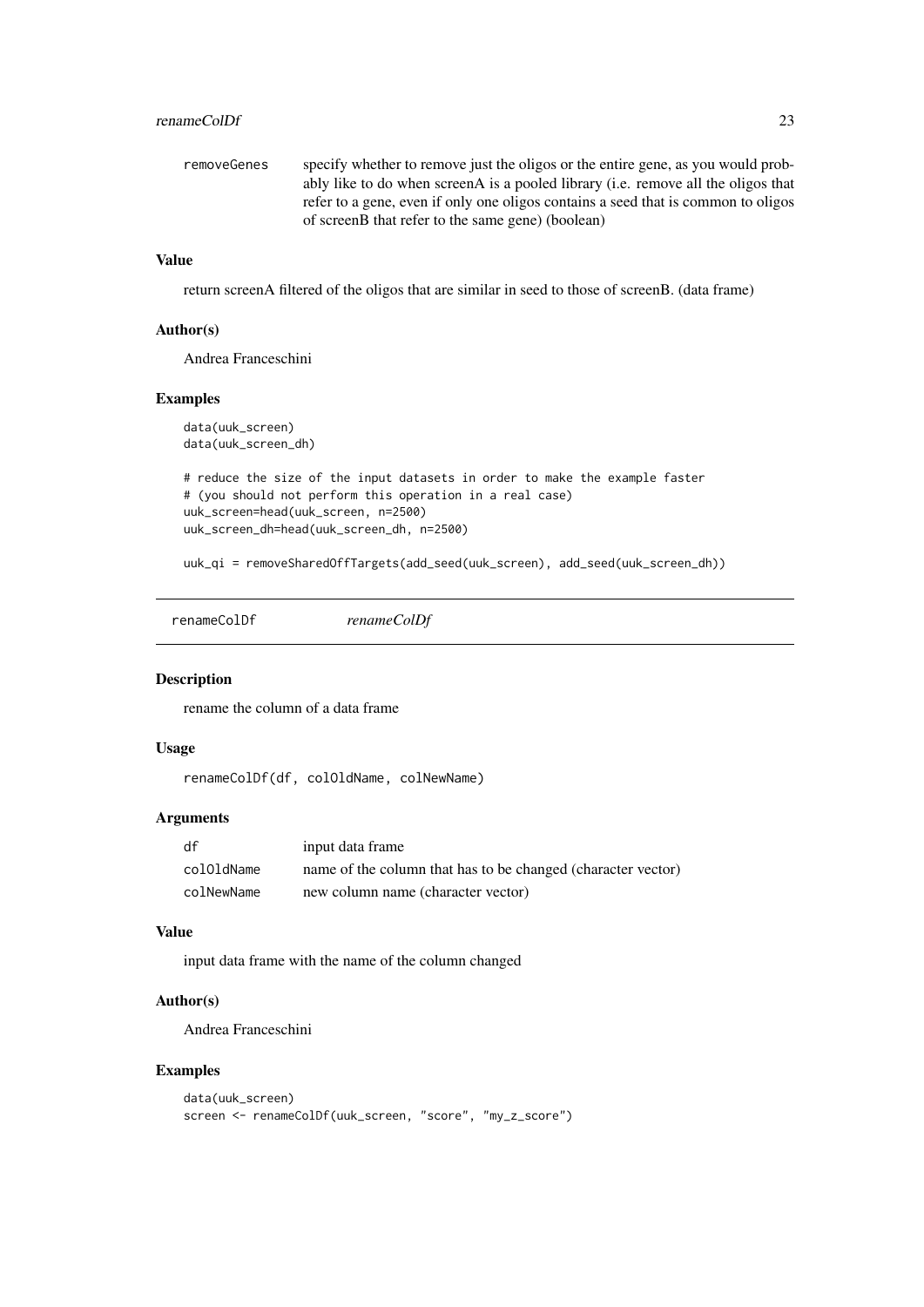| | |
|---|---|
| removeGenes | specify whether to remove just the oligos or the entire gene, as you would probably like to do when screenA is a pooled library (i.e. remove all the oligos that refer to a gene, even if only one oligos contains a seed that is common to oligos of screenB that refer to the same gene) (boolean) |

### Value

return screenA filtered of the oligos that are similar in seed to those of screenB. (data frame)

### Author(s)

Andrea Franceschini

### Examples

```
data(uuk_screen)
data(uuk_screen_dh)

# reduce the size of the input datasets in order to make the example faster
# (you should not perform this operation in a real case)
uuk_screen=head(uuk_screen, n=2500)
uuk_screen_dh=head(uuk_screen_dh, n=2500)

uuk_qi = removeSharedOffTargets(add_seed(uuk_screen), add_seed(uuk_screen_dh))
```

---

## renameColDf *renameColDf*

### Description

rename the column of a data frame

### Usage

```
renameColDf(df, colOldName, colNewName)
```

### Arguments

| | |
|---|---|
| df | input data frame |
| colOldName | name of the column that has to be changed (character vector) |
| colNewName | new column name (character vector) |

### Value

input data frame with the name of the column changed

### Author(s)

Andrea Franceschini

### Examples

```
data(uuk_screen)
screen <- renameColDf(uuk_screen, "score", "my_z_score")
```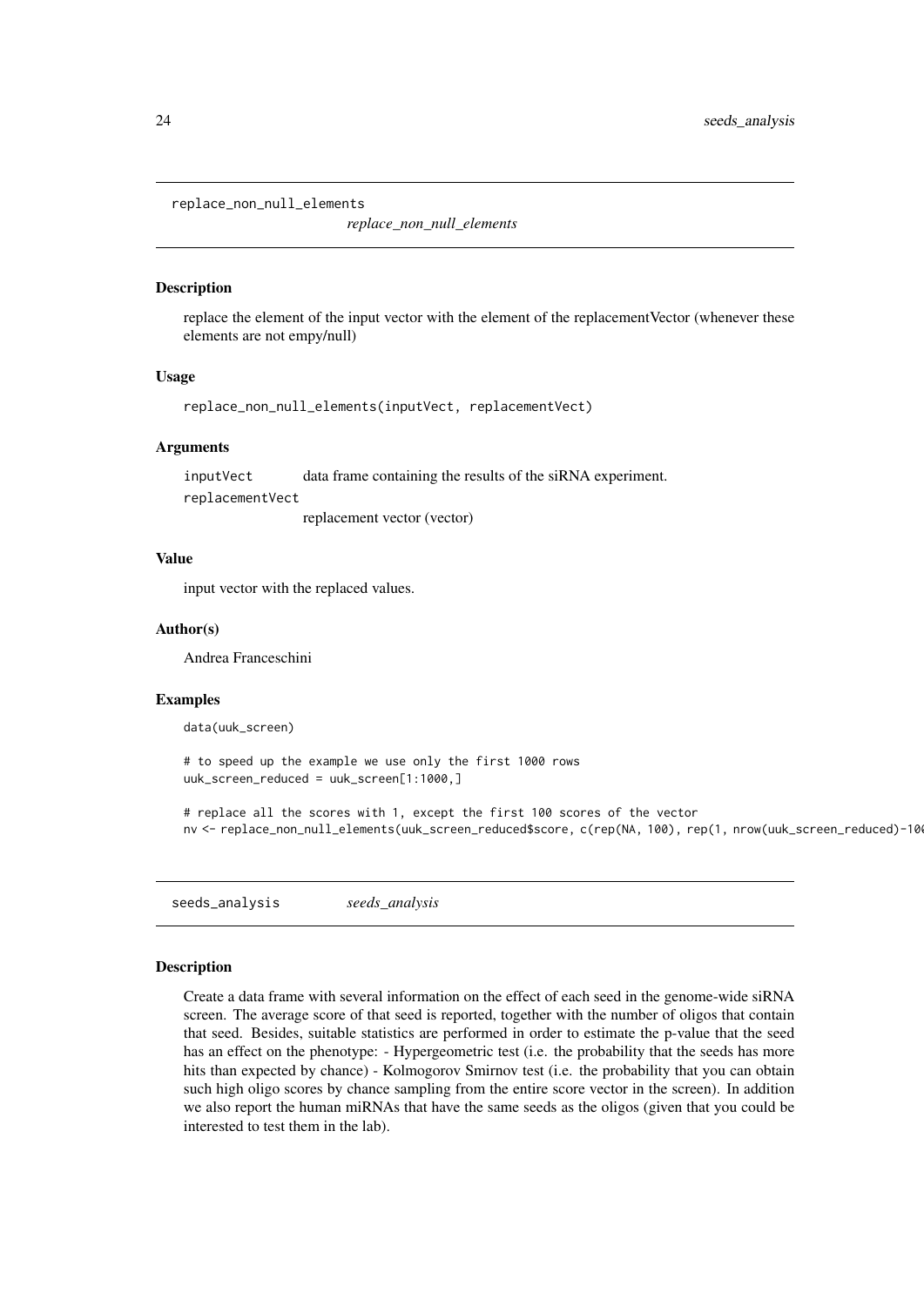## replace_non_null_elements

*replace_non_null_elements*

### Description

replace the element of the input vector with the element of the replacementVector (whenever these elements are not empy/null)

### Usage

```
replace_non_null_elements(inputVect, replacementVect)
```

### Arguments

| | |
|---|---|
| inputVect | data frame containing the results of the siRNA experiment. |
| replacementVect | replacement vector (vector) |

### Value

input vector with the replaced values.

### Author(s)

Andrea Franceschini

### Examples

```
data(uuk_screen)

# to speed up the example we use only the first 1000 rows
uuk_screen_reduced = uuk_screen[1:1000,]

# replace all the scores with 1, except the first 100 scores of the vector
nv <- replace_non_null_elements(uuk_screen_reduced$score, c(rep(NA, 100), rep(1, nrow(uuk_screen_reduced)-10
```

## seeds_analysis

*seeds_analysis*

### Description

Create a data frame with several information on the effect of each seed in the genome-wide siRNA screen. The average score of that seed is reported, together with the number of oligos that contain that seed. Besides, suitable statistics are performed in order to estimate the p-value that the seed has an effect on the phenotype: - Hypergeometric test (i.e. the probability that the seeds has more hits than expected by chance) - Kolmogorov Smirnov test (i.e. the probability that you can obtain such high oligo scores by chance sampling from the entire score vector in the screen). In addition we also report the human miRNAs that have the same seeds as the oligos (given that you could be interested to test them in the lab).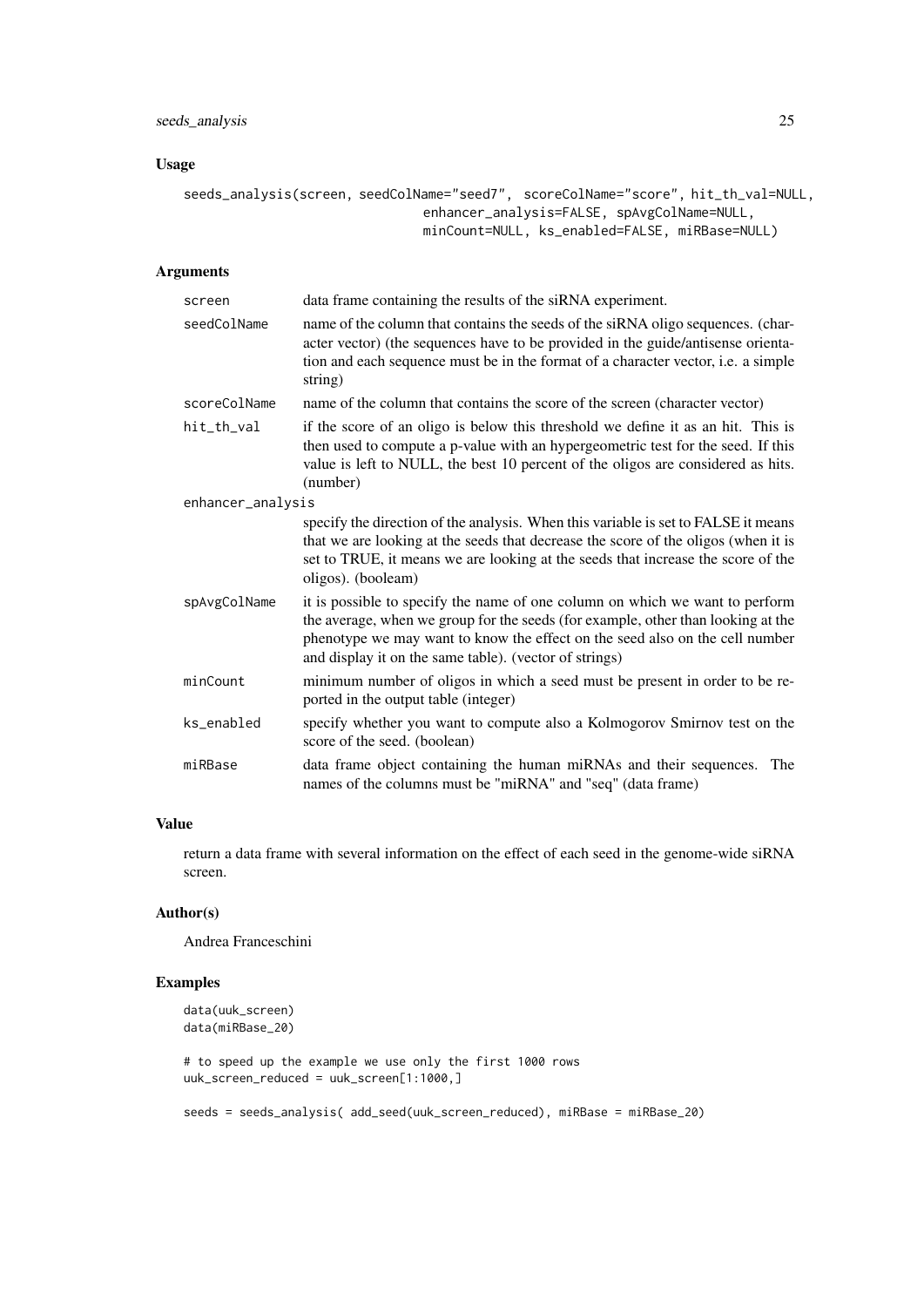## Usage

```
seeds_analysis(screen, seedColName="seed7",  scoreColName="score", hit_th_val=NULL,
                              enhancer_analysis=FALSE, spAvgColName=NULL,
                              minCount=NULL, ks_enabled=FALSE, miRBase=NULL)
```

## Arguments

| | |
|---|---|
| screen | data frame containing the results of the siRNA experiment. |
| seedColName | name of the column that contains the seeds of the siRNA oligo sequences. (character vector) (the sequences have to be provided in the guide/antisense orientation and each sequence must be in the format of a character vector, i.e. a simple string) |
| scoreColName | name of the column that contains the score of the screen (character vector) |
| hit_th_val | if the score of an oligo is below this threshold we define it as an hit. This is then used to compute a p-value with an hypergeometric test for the seed. If this value is left to NULL, the best 10 percent of the oligos are considered as hits. (number) |
| enhancer_analysis | specify the direction of the analysis. When this variable is set to FALSE it means that we are looking at the seeds that decrease the score of the oligos (when it is set to TRUE, it means we are looking at the seeds that increase the score of the oligos). (booleam) |
| spAvgColName | it is possible to specify the name of one column on which we want to perform the average, when we group for the seeds (for example, other than looking at the phenotype we may want to know the effect on the seed also on the cell number and display it on the same table). (vector of strings) |
| minCount | minimum number of oligos in which a seed must be present in order to be reported in the output table (integer) |
| ks_enabled | specify whether you want to compute also a Kolmogorov Smirnov test on the score of the seed. (boolean) |
| miRBase | data frame object containing the human miRNAs and their sequences. The names of the columns must be "miRNA" and "seq" (data frame) |

## Value

return a data frame with several information on the effect of each seed in the genome-wide siRNA screen.

## Author(s)

Andrea Franceschini

## Examples

```
data(uuk_screen)
data(miRBase_20)

# to speed up the example we use only the first 1000 rows
uuk_screen_reduced = uuk_screen[1:1000,]

seeds = seeds_analysis( add_seed(uuk_screen_reduced), miRBase = miRBase_20)
```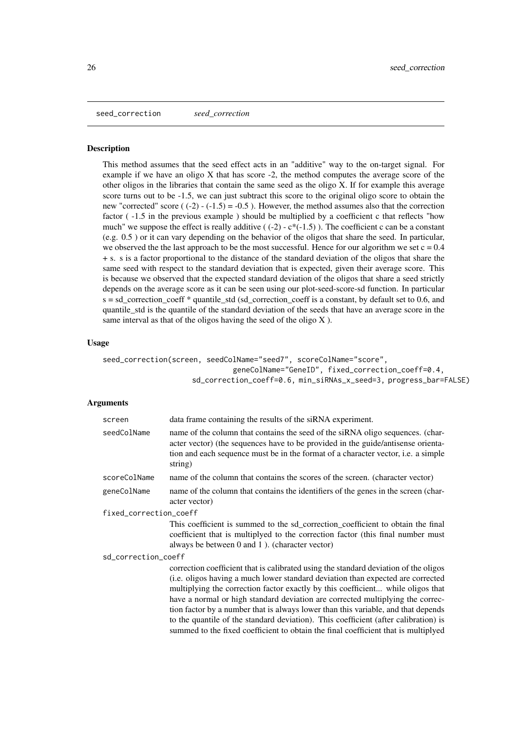## seed_correction *seed_correction*

### Description

This method assumes that the seed effect acts in an "additive" way to the on-target signal. For example if we have an oligo X that has score -2, the method computes the average score of the other oligos in the libraries that contain the same seed as the oligo X. If for example this average score turns out to be -1.5, we can just subtract this score to the original oligo score to obtain the new "corrected" score ( (-2) - (-1.5) = -0.5 ). However, the method assumes also that the correction factor ( -1.5 in the previous example ) should be multiplied by a coefficient c that reflects "how much" we suppose the effect is really additive ( (-2) - c*(-1.5) ). The coefficient c can be a constant (e.g. 0.5 ) or it can vary depending on the behavior of the oligos that share the seed. In particular, we observed the the last approach to be the most successful. Hence for our algorithm we set c = 0.4 + s. s is a factor proportional to the distance of the standard deviation of the oligos that share the same seed with respect to the standard deviation that is expected, given their average score. This is because we observed that the expected standard deviation of the oligos that share a seed strictly depends on the average score as it can be seen using our plot-seed-score-sd function. In particular s = sd_correction_coeff * quantile_std (sd_correction_coeff is a constant, by default set to 0.6, and quantile_std is the quantile of the standard deviation of the seeds that have an average score in the same interval as that of the oligos having the seed of the oligo X ).

### Usage

```
seed_correction(screen, seedColName="seed7", scoreColName="score",
                              geneColName="GeneID", fixed_correction_coeff=0.4,
                    sd_correction_coeff=0.6, min_siRNAs_x_seed=3, progress_bar=FALSE)
```

### Arguments

- `screen` — data frame containing the results of the siRNA experiment.
- `seedColName` — name of the column that contains the seed of the siRNA oligo sequences. (character vector) (the sequences have to be provided in the guide/antisense orientation and each sequence must be in the format of a character vector, i.e. a simple string)
- `scoreColName` — name of the column that contains the scores of the screen. (character vector)
- `geneColName` — name of the column that contains the identifiers of the genes in the screen (character vector)
- `fixed_correction_coeff` — This coefficient is summed to the sd_correction_coefficient to obtain the final coefficient that is multiplyed to the correction factor (this final number must always be between 0 and 1 ). (character vector)
- `sd_correction_coeff` — correction coefficient that is calibrated using the standard deviation of the oligos (i.e. oligos having a much lower standard deviation than expected are corrected multiplying the correction factor exactly by this coefficient... while oligos that have a normal or high standard deviation are corrected multiplying the correction factor by a number that is always lower than this variable, and that depends to the quantile of the standard deviation). This coefficient (after calibration) is summed to the fixed coefficient to obtain the final coefficient that is multiplyed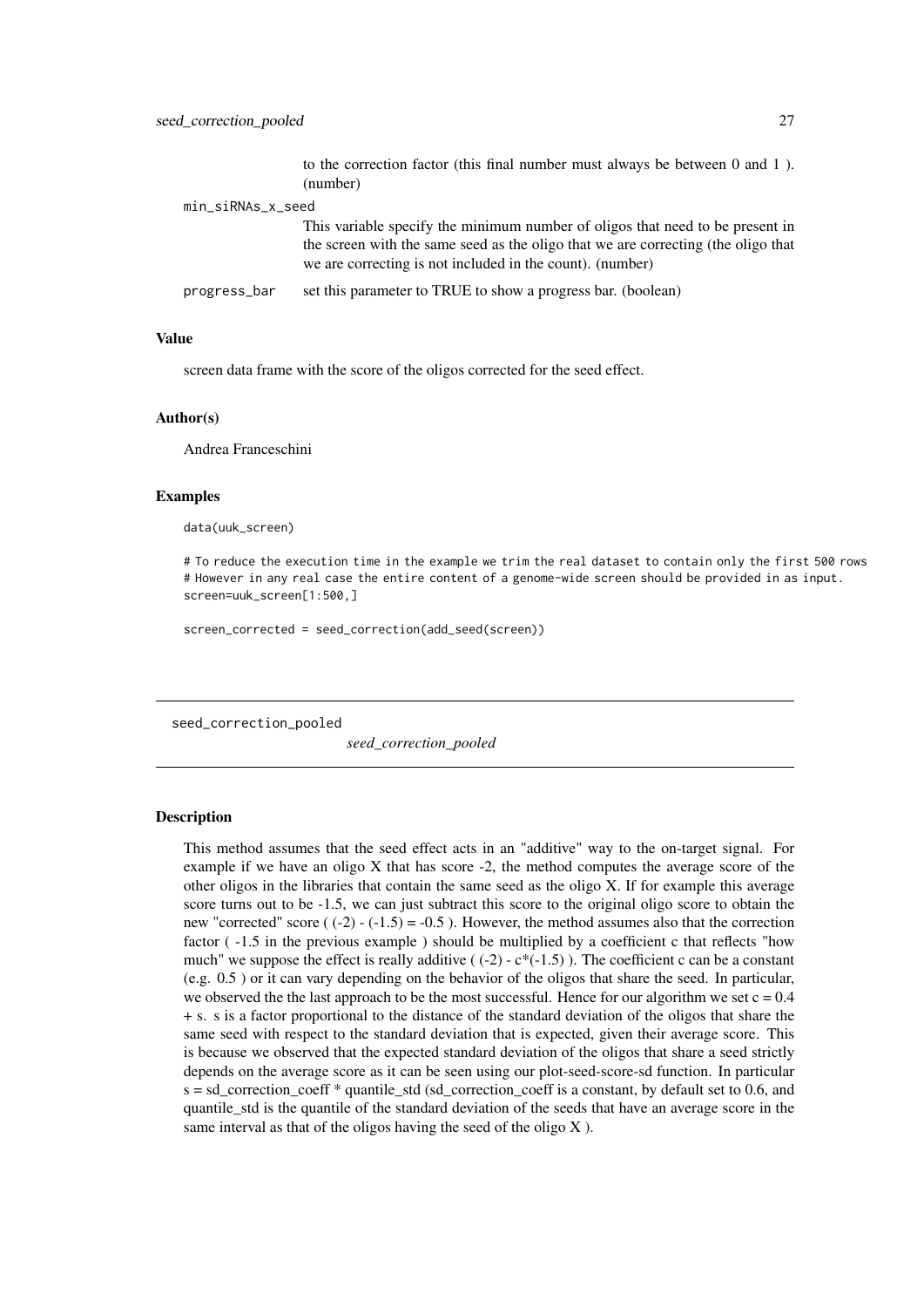to the correction factor (this final number must always be between 0 and 1 ). (number)

`min_siRNAs_x_seed`
: This variable specify the minimum number of oligos that need to be present in the screen with the same seed as the oligo that we are correcting (the oligo that we are correcting is not included in the count). (number)

`progress_bar`
: set this parameter to TRUE to show a progress bar. (boolean)

### Value

screen data frame with the score of the oligos corrected for the seed effect.

### Author(s)

Andrea Franceschini

### Examples

```
data(uuk_screen)

# To reduce the execution time in the example we trim the real dataset to contain only the first 500 rows
# However in any real case the entire content of a genome-wide screen should be provided in as input.
screen=uuk_screen[1:500,]

screen_corrected = seed_correction(add_seed(screen))
```

---

## seed_correction_pooled

*seed_correction_pooled*

---

### Description

This method assumes that the seed effect acts in an "additive" way to the on-target signal. For example if we have an oligo X that has score -2, the method computes the average score of the other oligos in the libraries that contain the same seed as the oligo X. If for example this average score turns out to be -1.5, we can just subtract this score to the original oligo score to obtain the new "corrected" score ( (-2) - (-1.5) = -0.5 ). However, the method assumes also that the correction factor ( -1.5 in the previous example ) should be multiplied by a coefficient c that reflects "how much" we suppose the effect is really additive ( (-2) - c*(-1.5) ). The coefficient c can be a constant (e.g. 0.5 ) or it can vary depending on the behavior of the oligos that share the seed. In particular, we observed the the last approach to be the most successful. Hence for our algorithm we set c = 0.4 + s. s is a factor proportional to the distance of the standard deviation of the oligos that share the same seed with respect to the standard deviation that is expected, given their average score. This is because we observed that the expected standard deviation of the oligos that share a seed strictly depends on the average score as it can be seen using our plot-seed-score-sd function. In particular s = sd_correction_coeff * quantile_std (sd_correction_coeff is a constant, by default set to 0.6, and quantile_std is the quantile of the standard deviation of the seeds that have an average score in the same interval as that of the oligos having the seed of the oligo X ).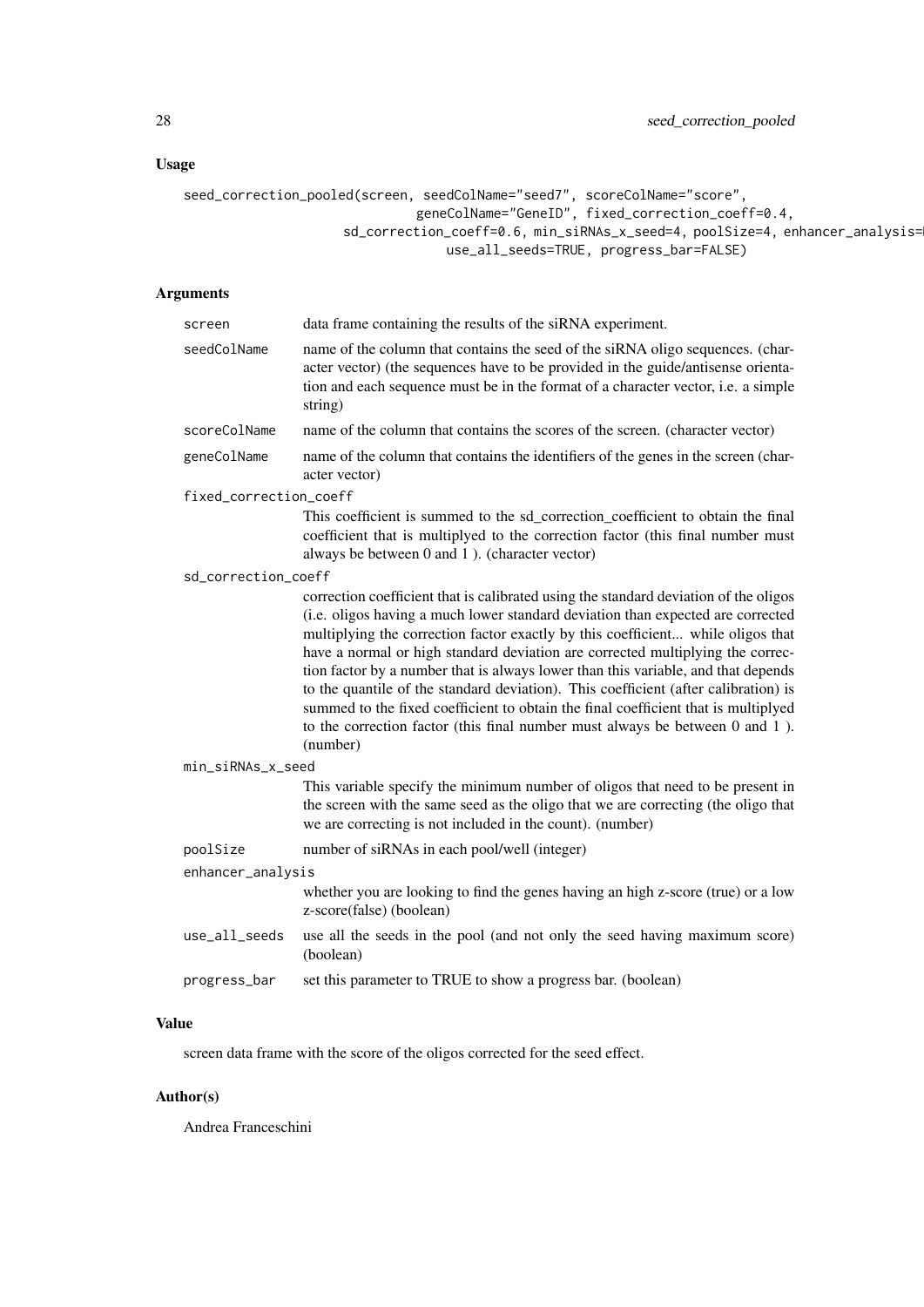### Usage

```
seed_correction_pooled(screen, seedColName="seed7", scoreColName="score",
                            geneColName="GeneID", fixed_correction_coeff=0.4,
                  sd_correction_coeff=0.6, min_siRNAs_x_seed=4, poolSize=4, enhancer_analysis=
                                use_all_seeds=TRUE, progress_bar=FALSE)
```

### Arguments

- **screen**: data frame containing the results of the siRNA experiment.
- **seedColName**: name of the column that contains the seed of the siRNA oligo sequences. (character vector) (the sequences have to be provided in the guide/antisense orientation and each sequence must be in the format of a character vector, i.e. a simple string)
- **scoreColName**: name of the column that contains the scores of the screen. (character vector)
- **geneColName**: name of the column that contains the identifiers of the genes in the screen (character vector)
- **fixed_correction_coeff**: This coefficient is summed to the sd_correction_coefficient to obtain the final coefficient that is multiplyed to the correction factor (this final number must always be between 0 and 1 ). (character vector)
- **sd_correction_coeff**: correction coefficient that is calibrated using the standard deviation of the oligos (i.e. oligos having a much lower standard deviation than expected are corrected multiplying the correction factor exactly by this coefficient... while oligos that have a normal or high standard deviation are corrected multiplying the correction factor by a number that is always lower than this variable, and that depends to the quantile of the standard deviation). This coefficient (after calibration) is summed to the fixed coefficient to obtain the final coefficient that is multiplyed to the correction factor (this final number must always be between 0 and 1 ). (number)
- **min_siRNAs_x_seed**: This variable specify the minimum number of oligos that need to be present in the screen with the same seed as the oligo that we are correcting (the oligo that we are correcting is not included in the count). (number)
- **poolSize**: number of siRNAs in each pool/well (integer)
- **enhancer_analysis**: whether you are looking to find the genes having an high z-score (true) or a low z-score(false) (boolean)
- **use_all_seeds**: use all the seeds in the pool (and not only the seed having maximum score) (boolean)
- **progress_bar**: set this parameter to TRUE to show a progress bar. (boolean)

### Value

screen data frame with the score of the oligos corrected for the seed effect.

### Author(s)

Andrea Franceschini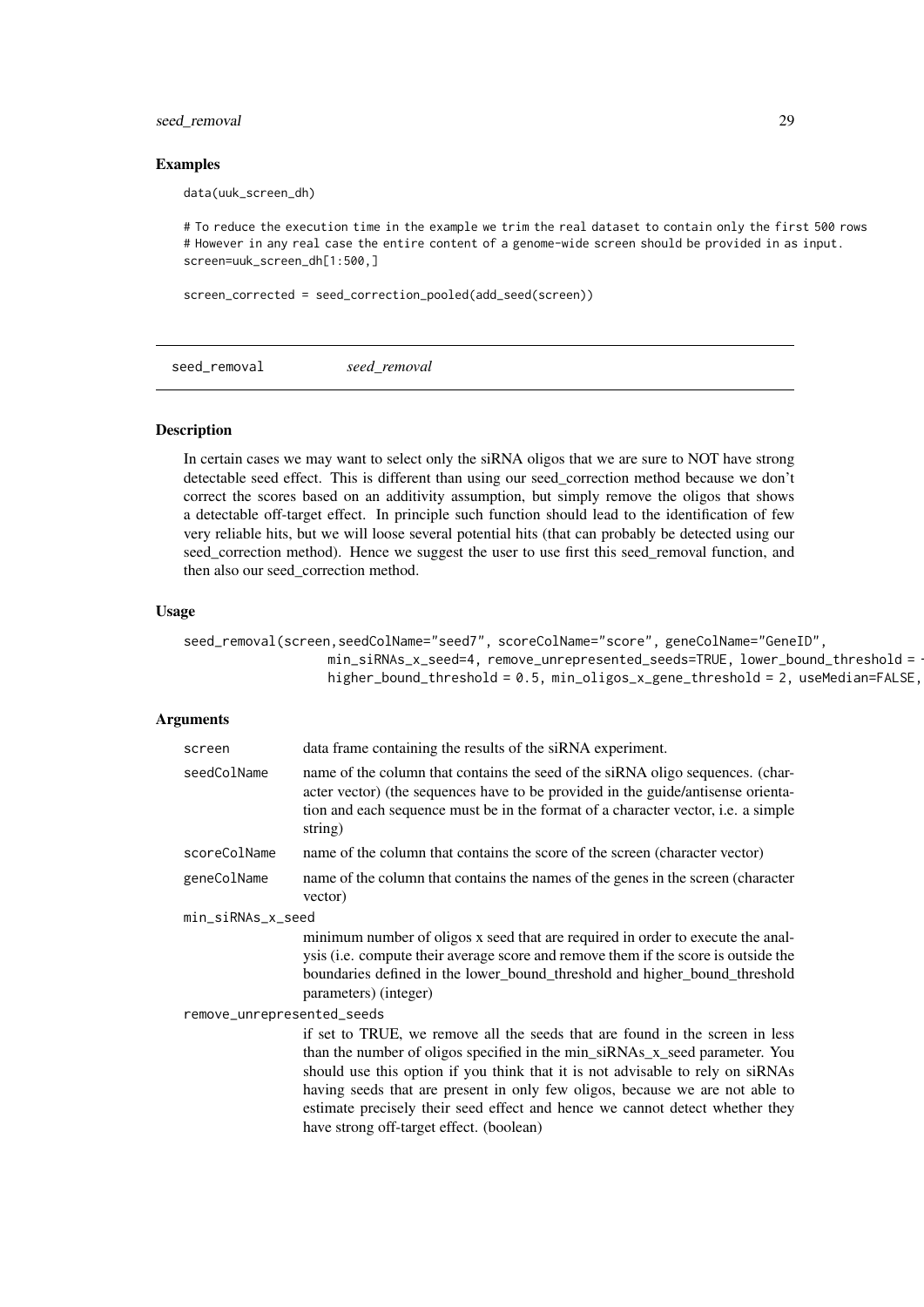## Examples

```
data(uuk_screen_dh)

# To reduce the execution time in the example we trim the real dataset to contain only the first 500 rows
# However in any real case the entire content of a genome-wide screen should be provided in as input.
screen=uuk_screen_dh[1:500,]

screen_corrected = seed_correction_pooled(add_seed(screen))
```

---

# seed_removal *seed_removal*

---

## Description

In certain cases we may want to select only the siRNA oligos that we are sure to NOT have strong detectable seed effect. This is different than using our seed_correction method because we don't correct the scores based on an additivity assumption, but simply remove the oligos that shows a detectable off-target effect. In principle such function should lead to the identification of few very reliable hits, but we will loose several potential hits (that can probably be detected using our seed_correction method). Hence we suggest the user to use first this seed_removal function, and then also our seed_correction method.

## Usage

```
seed_removal(screen,seedColName="seed7", scoreColName="score", geneColName="GeneID",
                  min_siRNAs_x_seed=4, remove_unrepresented_seeds=TRUE, lower_bound_threshold = -
                  higher_bound_threshold = 0.5, min_oligos_x_gene_threshold = 2, useMedian=FALSE,
```

## Arguments

| | |
|---|---|
| screen | data frame containing the results of the siRNA experiment. |
| seedColName | name of the column that contains the seed of the siRNA oligo sequences. (character vector) (the sequences have to be provided in the guide/antisense orientation and each sequence must be in the format of a character vector, i.e. a simple string) |
| scoreColName | name of the column that contains the score of the screen (character vector) |
| geneColName | name of the column that contains the names of the genes in the screen (character vector) |
| min_siRNAs_x_seed | minimum number of oligos x seed that are required in order to execute the analysis (i.e. compute their average score and remove them if the score is outside the boundaries defined in the lower_bound_threshold and higher_bound_threshold parameters) (integer) |
| remove_unrepresented_seeds | if set to TRUE, we remove all the seeds that are found in the screen in less than the number of oligos specified in the min_siRNAs_x_seed parameter. You should use this option if you think that it is not advisable to rely on siRNAs having seeds that are present in only few oligos, because we are not able to estimate precisely their seed effect and hence we cannot detect whether they have strong off-target effect. (boolean) |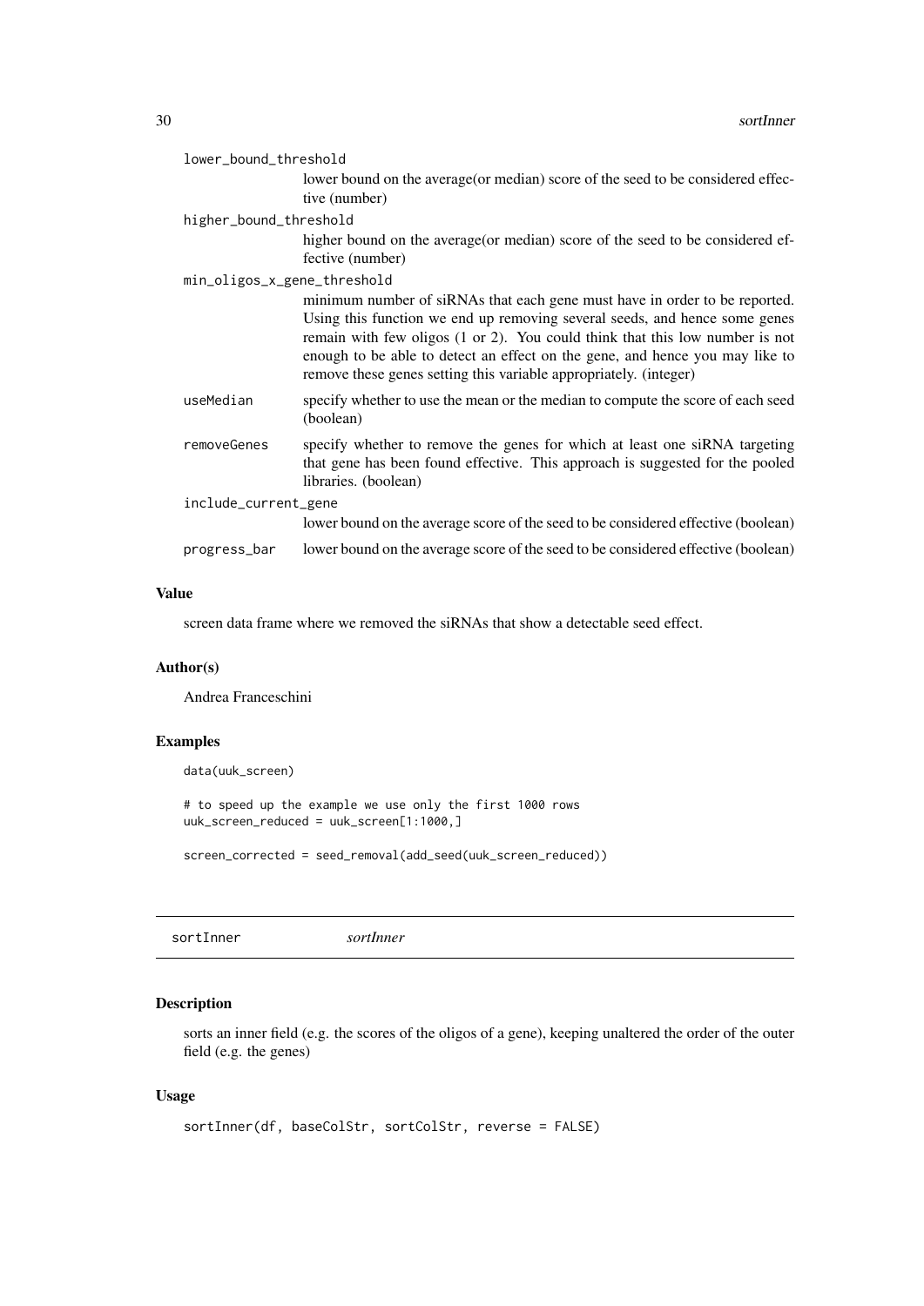lower_bound_threshold
: lower bound on the average(or median) score of the seed to be considered effective (number)

higher_bound_threshold
: higher bound on the average(or median) score of the seed to be considered effective (number)

min_oligos_x_gene_threshold
: minimum number of siRNAs that each gene must have in order to be reported. Using this function we end up removing several seeds, and hence some genes remain with few oligos (1 or 2). You could think that this low number is not enough to be able to detect an effect on the gene, and hence you may like to remove these genes setting this variable appropriately. (integer)

useMedian
: specify whether to use the mean or the median to compute the score of each seed (boolean)

removeGenes
: specify whether to remove the genes for which at least one siRNA targeting that gene has been found effective. This approach is suggested for the pooled libraries. (boolean)

include_current_gene
: lower bound on the average score of the seed to be considered effective (boolean)

progress_bar
: lower bound on the average score of the seed to be considered effective (boolean)

### Value

screen data frame where we removed the siRNAs that show a detectable seed effect.

### Author(s)

Andrea Franceschini

### Examples

```
data(uuk_screen)

# to speed up the example we use only the first 1000 rows
uuk_screen_reduced = uuk_screen[1:1000,]

screen_corrected = seed_removal(add_seed(uuk_screen_reduced))
```

---

## sortInner *sortInner*

---

### Description

sorts an inner field (e.g. the scores of the oligos of a gene), keeping unaltered the order of the outer field (e.g. the genes)

### Usage

```
sortInner(df, baseColStr, sortColStr, reverse = FALSE)
```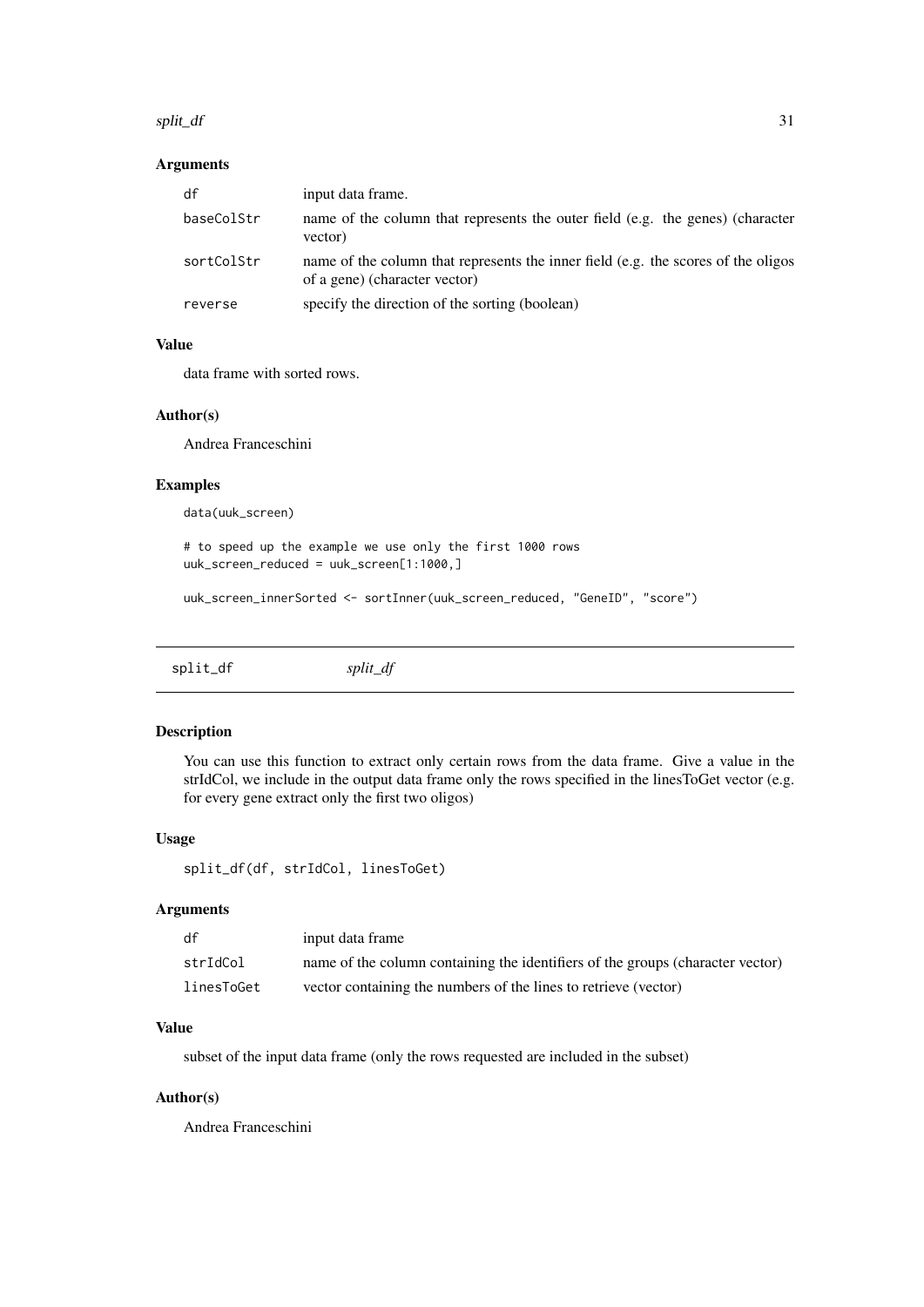### Arguments

| | |
|---|---|
| df | input data frame. |
| baseColStr | name of the column that represents the outer field (e.g. the genes) (character vector) |
| sortColStr | name of the column that represents the inner field (e.g. the scores of the oligos of a gene) (character vector) |
| reverse | specify the direction of the sorting (boolean) |

### Value

data frame with sorted rows.

### Author(s)

Andrea Franceschini

### Examples

```
data(uuk_screen)

# to speed up the example we use only the first 1000 rows
uuk_screen_reduced = uuk_screen[1:1000,]

uuk_screen_innerSorted <- sortInner(uuk_screen_reduced, "GeneID", "score")
```

---

## split_df    *split_df*

---

### Description

You can use this function to extract only certain rows from the data frame. Give a value in the strIdCol, we include in the output data frame only the rows specified in the linesToGet vector (e.g. for every gene extract only the first two oligos)

### Usage

```
split_df(df, strIdCol, linesToGet)
```

### Arguments

| | |
|---|---|
| df | input data frame |
| strIdCol | name of the column containing the identifiers of the groups (character vector) |
| linesToGet | vector containing the numbers of the lines to retrieve (vector) |

### Value

subset of the input data frame (only the rows requested are included in the subset)

### Author(s)

Andrea Franceschini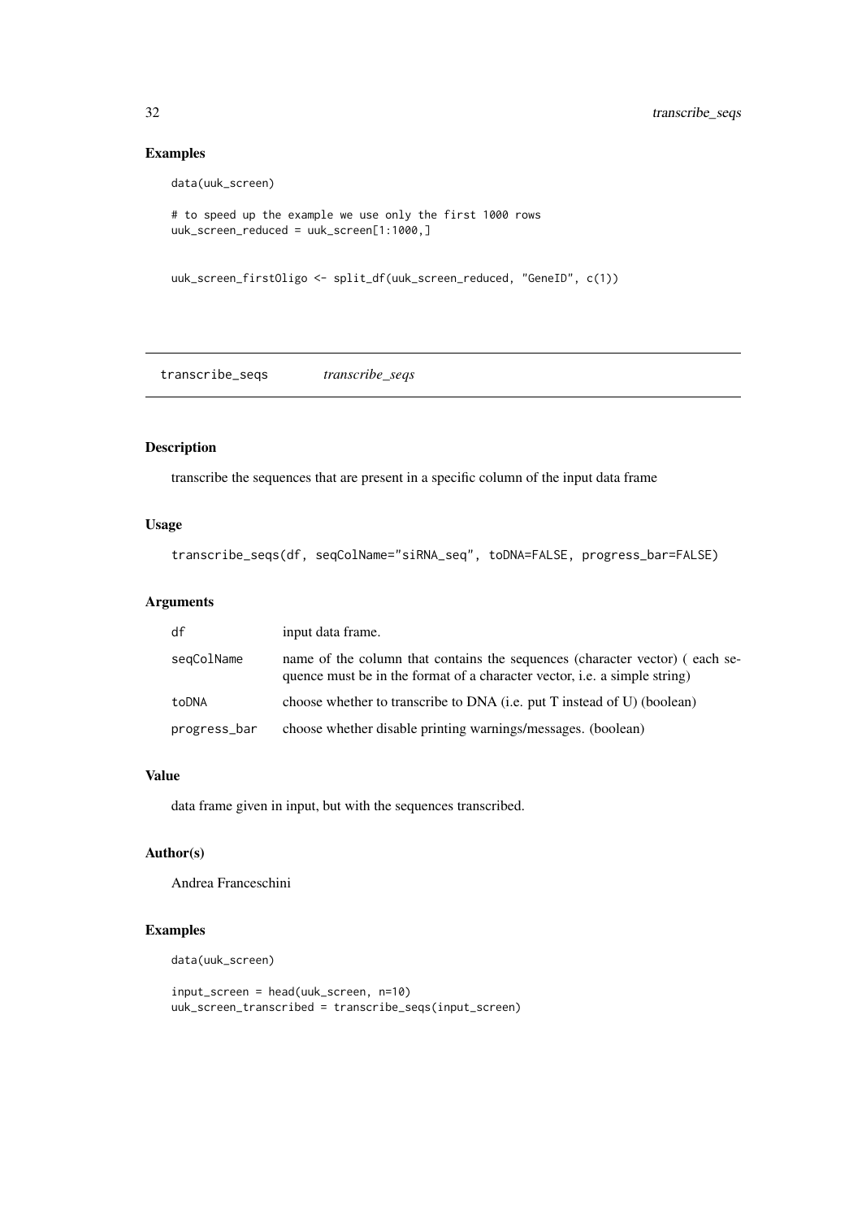## Examples

```
data(uuk_screen)

# to speed up the example we use only the first 1000 rows
uuk_screen_reduced = uuk_screen[1:1000,]


uuk_screen_firstOligo <- split_df(uuk_screen_reduced, "GeneID", c(1))
```

---

# transcribe_seqs *transcribe_seqs*

---

## Description

transcribe the sequences that are present in a specific column of the input data frame

## Usage

```
transcribe_seqs(df, seqColName="siRNA_seq", toDNA=FALSE, progress_bar=FALSE)
```

## Arguments

| | |
|---|---|
| df | input data frame. |
| seqColName | name of the column that contains the sequences (character vector) ( each sequence must be in the format of a character vector, i.e. a simple string) |
| toDNA | choose whether to transcribe to DNA (i.e. put T instead of U) (boolean) |
| progress_bar | choose whether disable printing warnings/messages. (boolean) |

## Value

data frame given in input, but with the sequences transcribed.

## Author(s)

Andrea Franceschini

## Examples

```
data(uuk_screen)

input_screen = head(uuk_screen, n=10)
uuk_screen_transcribed = transcribe_seqs(input_screen)
```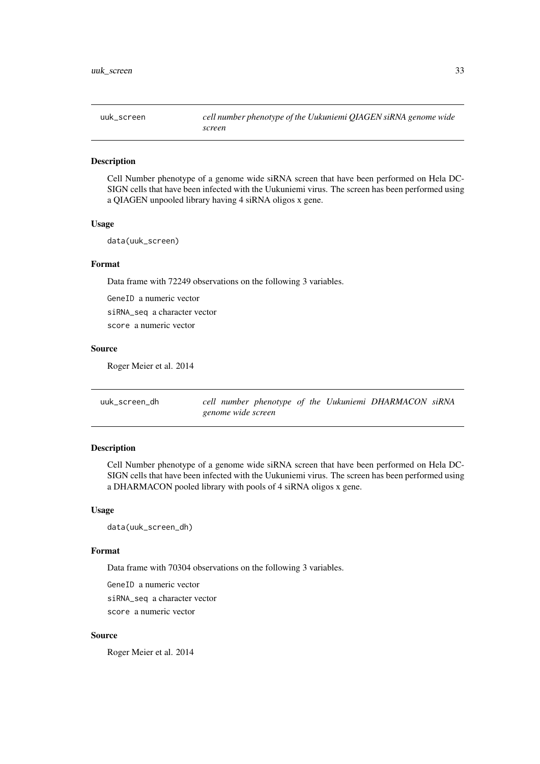## uuk_screen — *cell number phenotype of the Uukuniemi QIAGEN siRNA genome wide screen*

### Description

Cell Number phenotype of a genome wide siRNA screen that have been performed on Hela DC-SIGN cells that have been infected with the Uukuniemi virus. The screen has been performed using a QIAGEN unpooled library having 4 siRNA oligos x gene.

### Usage

```
data(uuk_screen)
```

### Format

Data frame with 72249 observations on the following 3 variables.

`GeneID` a numeric vector

`siRNA_seq` a character vector

`score` a numeric vector

### Source

Roger Meier et al. 2014

## uuk_screen_dh — *cell number phenotype of the Uukuniemi DHARMACON siRNA genome wide screen*

### Description

Cell Number phenotype of a genome wide siRNA screen that have been performed on Hela DC-SIGN cells that have been infected with the Uukuniemi virus. The screen has been performed using a DHARMACON pooled library with pools of 4 siRNA oligos x gene.

### Usage

```
data(uuk_screen_dh)
```

### Format

Data frame with 70304 observations on the following 3 variables.

`GeneID` a numeric vector

`siRNA_seq` a character vector

`score` a numeric vector

### Source

Roger Meier et al. 2014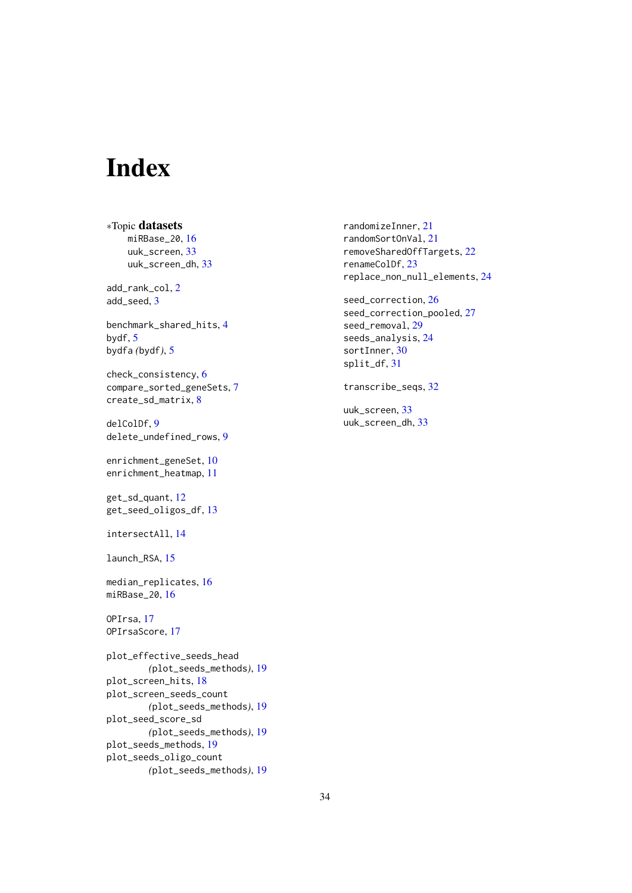# Index

*Topic **datasets**
- miRBase_20, 16
- uuk_screen, 33
- uuk_screen_dh, 33

add_rank_col, 2
add_seed, 3

benchmark_shared_hits, 4
bydf, 5
bydfa (bydf), 5

check_consistency, 6
compare_sorted_geneSets, 7
create_sd_matrix, 8

delColDf, 9
delete_undefined_rows, 9

enrichment_geneSet, 10
enrichment_heatmap, 11

get_sd_quant, 12
get_seed_oligos_df, 13

intersectAll, 14

launch_RSA, 15

median_replicates, 16
miRBase_20, 16

OPIrsa, 17
OPIrsaScore, 17

plot_effective_seeds_head (plot_seeds_methods), 19
plot_screen_hits, 18
plot_screen_seeds_count (plot_seeds_methods), 19
plot_seed_score_sd (plot_seeds_methods), 19
plot_seeds_methods, 19
plot_seeds_oligo_count (plot_seeds_methods), 19

randomizeInner, 21
randomSortOnVal, 21
removeSharedOffTargets, 22
renameColDf, 23
replace_non_null_elements, 24

seed_correction, 26
seed_correction_pooled, 27
seed_removal, 29
seeds_analysis, 24
sortInner, 30
split_df, 31

transcribe_seqs, 32

uuk_screen, 33
uuk_screen_dh, 33